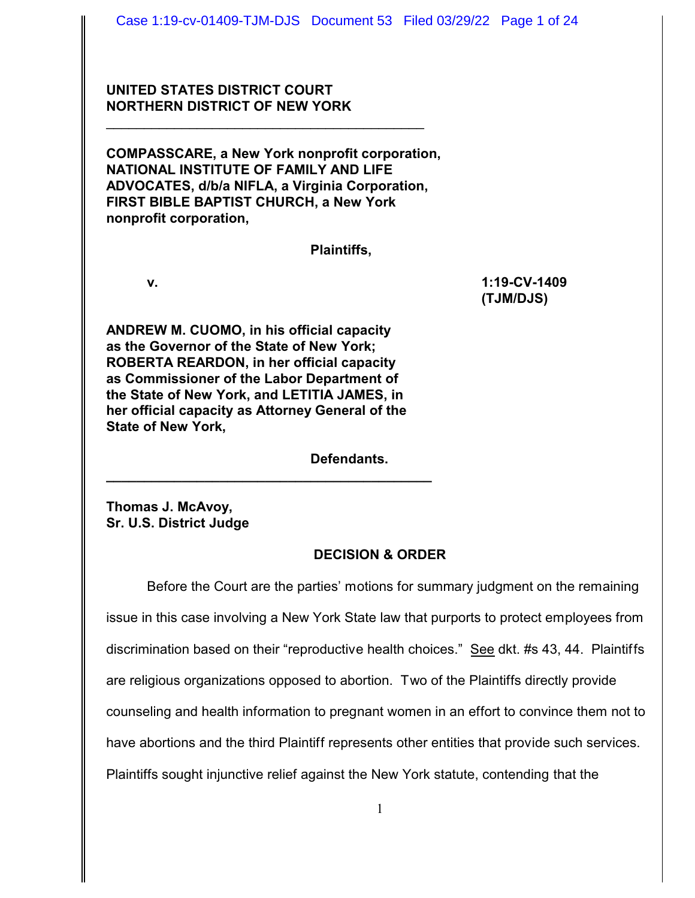**UNITED STATES DISTRICT COURT**
**NORTHERN DISTRICT OF NEW YORK**

---

**COMPASSCARE, a New York nonprofit corporation, NATIONAL INSTITUTE OF FAMILY AND LIFE ADVOCATES, d/b/a NIFLA, a Virginia Corporation, FIRST BIBLE BAPTIST CHURCH, a New York nonprofit corporation,**

**Plaintiffs,**

**v.** **1:19-CV-1409 (TJM/DJS)**

**ANDREW M. CUOMO, in his official capacity as the Governor of the State of New York; ROBERTA REARDON, in her official capacity as Commissioner of the Labor Department of the State of New York, and LETITIA JAMES, in her official capacity as Attorney General of the State of New York,**

**Defendants.**

---

**Thomas J. McAvoy,**
**Sr. U.S. District Judge**

**DECISION & ORDER**

Before the Court are the parties' motions for summary judgment on the remaining issue in this case involving a New York State law that purports to protect employees from discrimination based on their "reproductive health choices." See dkt. #s 43, 44. Plaintiffs are religious organizations opposed to abortion. Two of the Plaintiffs directly provide counseling and health information to pregnant women in an effort to convince them not to have abortions and the third Plaintiff represents other entities that provide such services. Plaintiffs sought injunctive relief against the New York statute, contending that the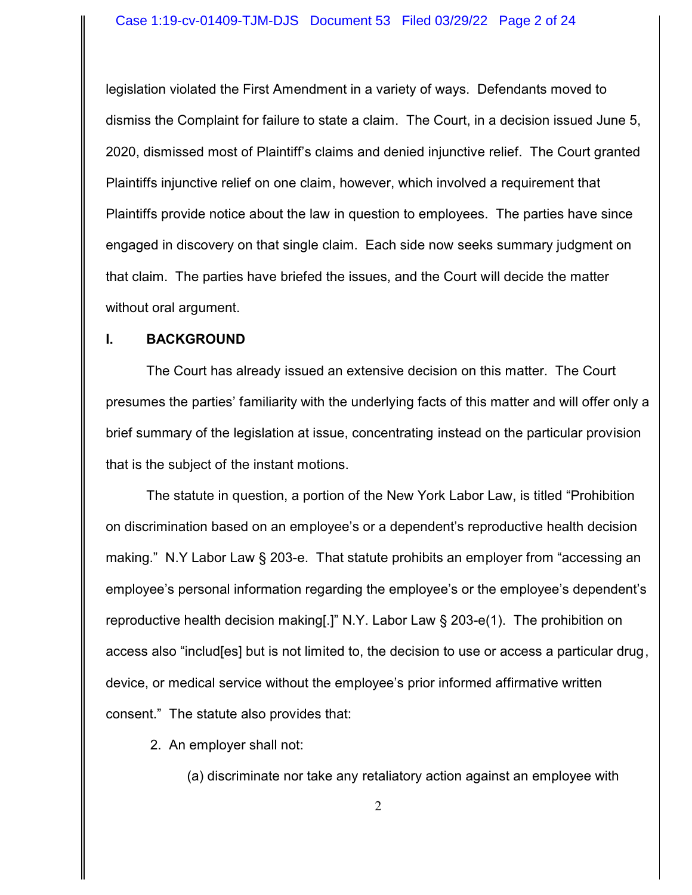legislation violated the First Amendment in a variety of ways. Defendants moved to dismiss the Complaint for failure to state a claim. The Court, in a decision issued June 5, 2020, dismissed most of Plaintiff's claims and denied injunctive relief. The Court granted Plaintiffs injunctive relief on one claim, however, which involved a requirement that Plaintiffs provide notice about the law in question to employees. The parties have since engaged in discovery on that single claim. Each side now seeks summary judgment on that claim. The parties have briefed the issues, and the Court will decide the matter without oral argument.

## I. BACKGROUND

The Court has already issued an extensive decision on this matter. The Court presumes the parties' familiarity with the underlying facts of this matter and will offer only a brief summary of the legislation at issue, concentrating instead on the particular provision that is the subject of the instant motions.

The statute in question, a portion of the New York Labor Law, is titled "Prohibition on discrimination based on an employee's or a dependent's reproductive health decision making." N.Y Labor Law § 203-e. That statute prohibits an employer from "accessing an employee's personal information regarding the employee's or the employee's dependent's reproductive health decision making[.]" N.Y. Labor Law § 203-e(1). The prohibition on access also "includ[es] but is not limited to, the decision to use or access a particular drug, device, or medical service without the employee's prior informed affirmative written consent." The statute also provides that:

> 2. An employer shall not:
>
> (a) discriminate nor take any retaliatory action against an employee with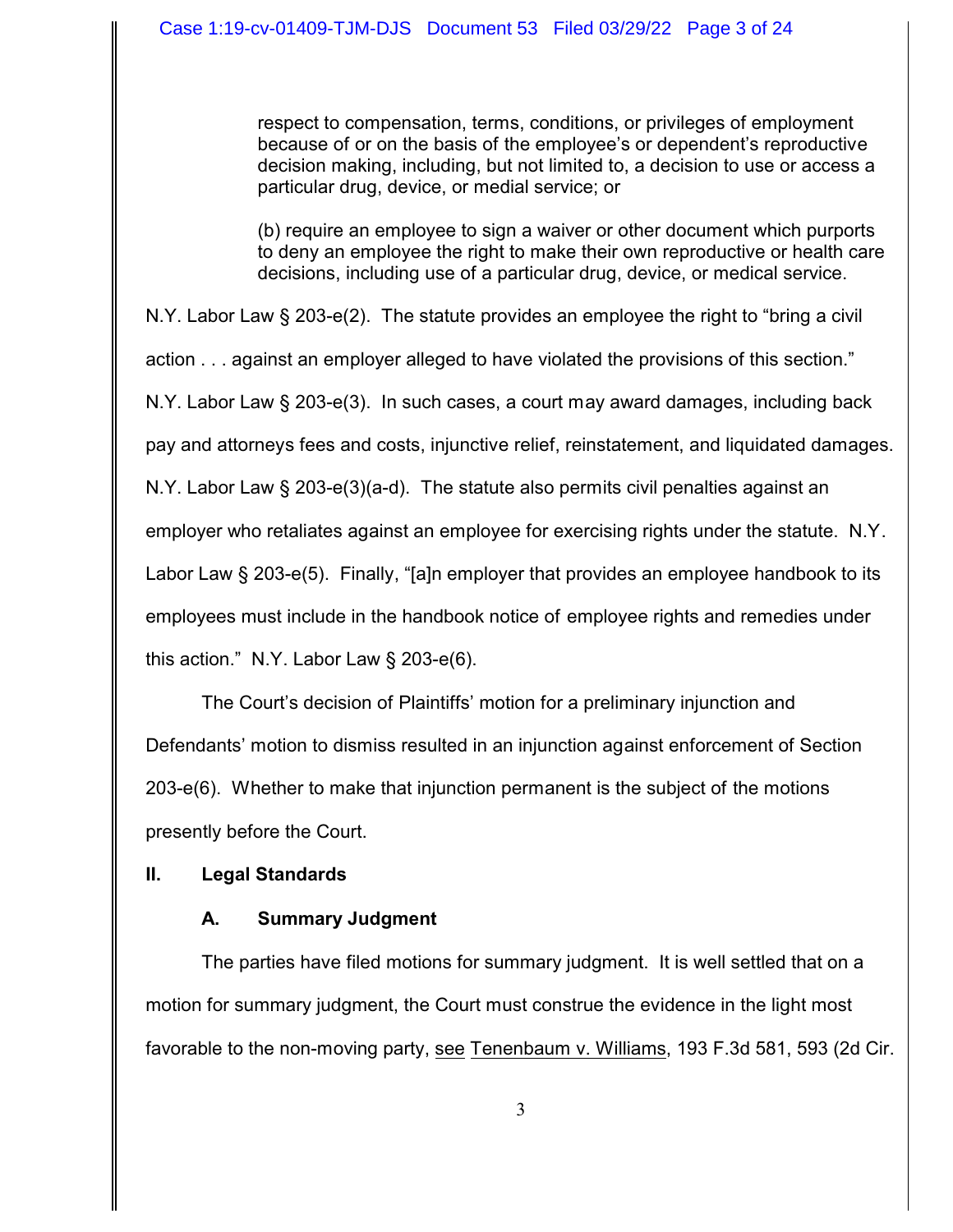> respect to compensation, terms, conditions, or privileges of employment because of or on the basis of the employee's or dependent's reproductive decision making, including, but not limited to, a decision to use or access a particular drug, device, or medial service; or
>
> (b) require an employee to sign a waiver or other document which purports to deny an employee the right to make their own reproductive or health care decisions, including use of a particular drug, device, or medical service.

N.Y. Labor Law § 203-e(2). The statute provides an employee the right to "bring a civil action . . . against an employer alleged to have violated the provisions of this section." N.Y. Labor Law § 203-e(3). In such cases, a court may award damages, including back pay and attorneys fees and costs, injunctive relief, reinstatement, and liquidated damages. N.Y. Labor Law § 203-e(3)(a-d). The statute also permits civil penalties against an employer who retaliates against an employee for exercising rights under the statute. N.Y. Labor Law § 203-e(5). Finally, "[a]n employer that provides an employee handbook to its employees must include in the handbook notice of employee rights and remedies under this action." N.Y. Labor Law § 203-e(6).

The Court's decision of Plaintiffs' motion for a preliminary injunction and Defendants' motion to dismiss resulted in an injunction against enforcement of Section 203-e(6). Whether to make that injunction permanent is the subject of the motions presently before the Court.

## II. Legal Standards

### A. Summary Judgment

The parties have filed motions for summary judgment. It is well settled that on a motion for summary judgment, the Court must construe the evidence in the light most favorable to the non-moving party, see Tenenbaum v. Williams, 193 F.3d 581, 593 (2d Cir.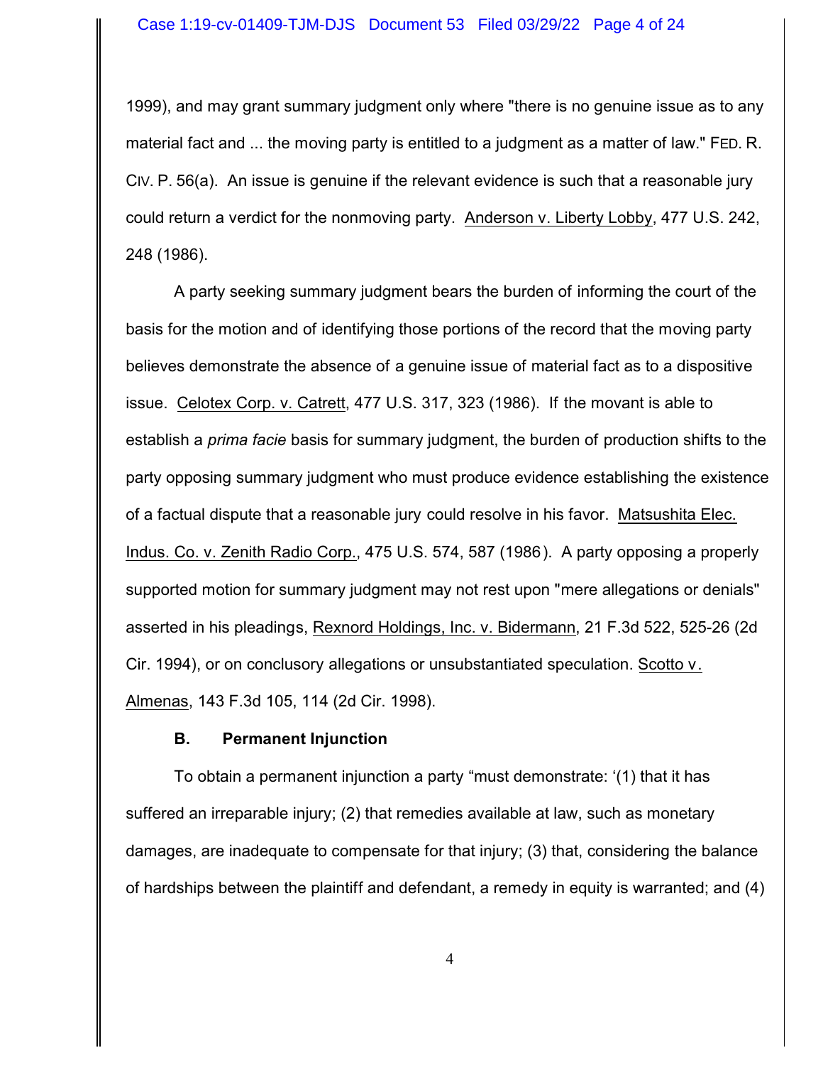1999), and may grant summary judgment only where "there is no genuine issue as to any material fact and ... the moving party is entitled to a judgment as a matter of law." FED. R. CIV. P. 56(a). An issue is genuine if the relevant evidence is such that a reasonable jury could return a verdict for the nonmoving party. Anderson v. Liberty Lobby, 477 U.S. 242, 248 (1986).

A party seeking summary judgment bears the burden of informing the court of the basis for the motion and of identifying those portions of the record that the moving party believes demonstrate the absence of a genuine issue of material fact as to a dispositive issue. Celotex Corp. v. Catrett, 477 U.S. 317, 323 (1986). If the movant is able to establish a *prima facie* basis for summary judgment, the burden of production shifts to the party opposing summary judgment who must produce evidence establishing the existence of a factual dispute that a reasonable jury could resolve in his favor. Matsushita Elec. Indus. Co. v. Zenith Radio Corp., 475 U.S. 574, 587 (1986). A party opposing a properly supported motion for summary judgment may not rest upon "mere allegations or denials" asserted in his pleadings, Rexnord Holdings, Inc. v. Bidermann, 21 F.3d 522, 525-26 (2d Cir. 1994), or on conclusory allegations or unsubstantiated speculation. Scotto v. Almenas, 143 F.3d 105, 114 (2d Cir. 1998).

### B. Permanent Injunction

To obtain a permanent injunction a party "must demonstrate: '(1) that it has suffered an irreparable injury; (2) that remedies available at law, such as monetary damages, are inadequate to compensate for that injury; (3) that, considering the balance of hardships between the plaintiff and defendant, a remedy in equity is warranted; and (4)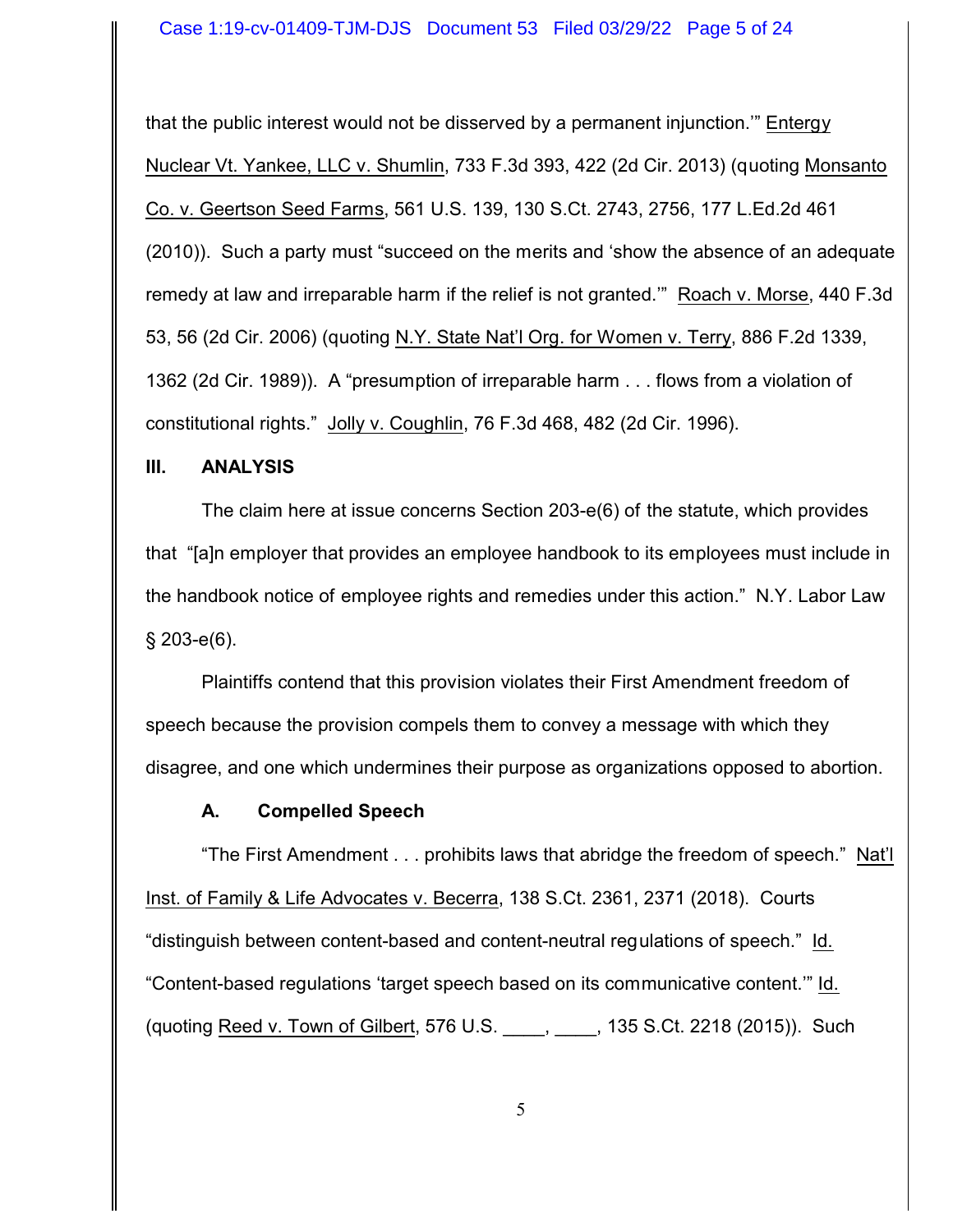that the public interest would not be disserved by a permanent injunction.'" Entergy Nuclear Vt. Yankee, LLC v. Shumlin, 733 F.3d 393, 422 (2d Cir. 2013) (quoting Monsanto Co. v. Geertson Seed Farms, 561 U.S. 139, 130 S.Ct. 2743, 2756, 177 L.Ed.2d 461 (2010)). Such a party must "succeed on the merits and 'show the absence of an adequate remedy at law and irreparable harm if the relief is not granted.'" Roach v. Morse, 440 F.3d 53, 56 (2d Cir. 2006) (quoting N.Y. State Nat'l Org. for Women v. Terry, 886 F.2d 1339, 1362 (2d Cir. 1989)). A "presumption of irreparable harm . . . flows from a violation of constitutional rights." Jolly v. Coughlin, 76 F.3d 468, 482 (2d Cir. 1996).

## III. ANALYSIS

The claim here at issue concerns Section 203-e(6) of the statute, which provides that "[a]n employer that provides an employee handbook to its employees must include in the handbook notice of employee rights and remedies under this action." N.Y. Labor Law § 203-e(6).

Plaintiffs contend that this provision violates their First Amendment freedom of speech because the provision compels them to convey a message with which they disagree, and one which undermines their purpose as organizations opposed to abortion.

### A. Compelled Speech

"The First Amendment . . . prohibits laws that abridge the freedom of speech." Nat'l Inst. of Family & Life Advocates v. Becerra, 138 S.Ct. 2361, 2371 (2018). Courts "distinguish between content-based and content-neutral regulations of speech." Id. "Content-based regulations 'target speech based on its communicative content.'" Id. (quoting Reed v. Town of Gilbert, 576 U.S. ____, ____, 135 S.Ct. 2218 (2015)). Such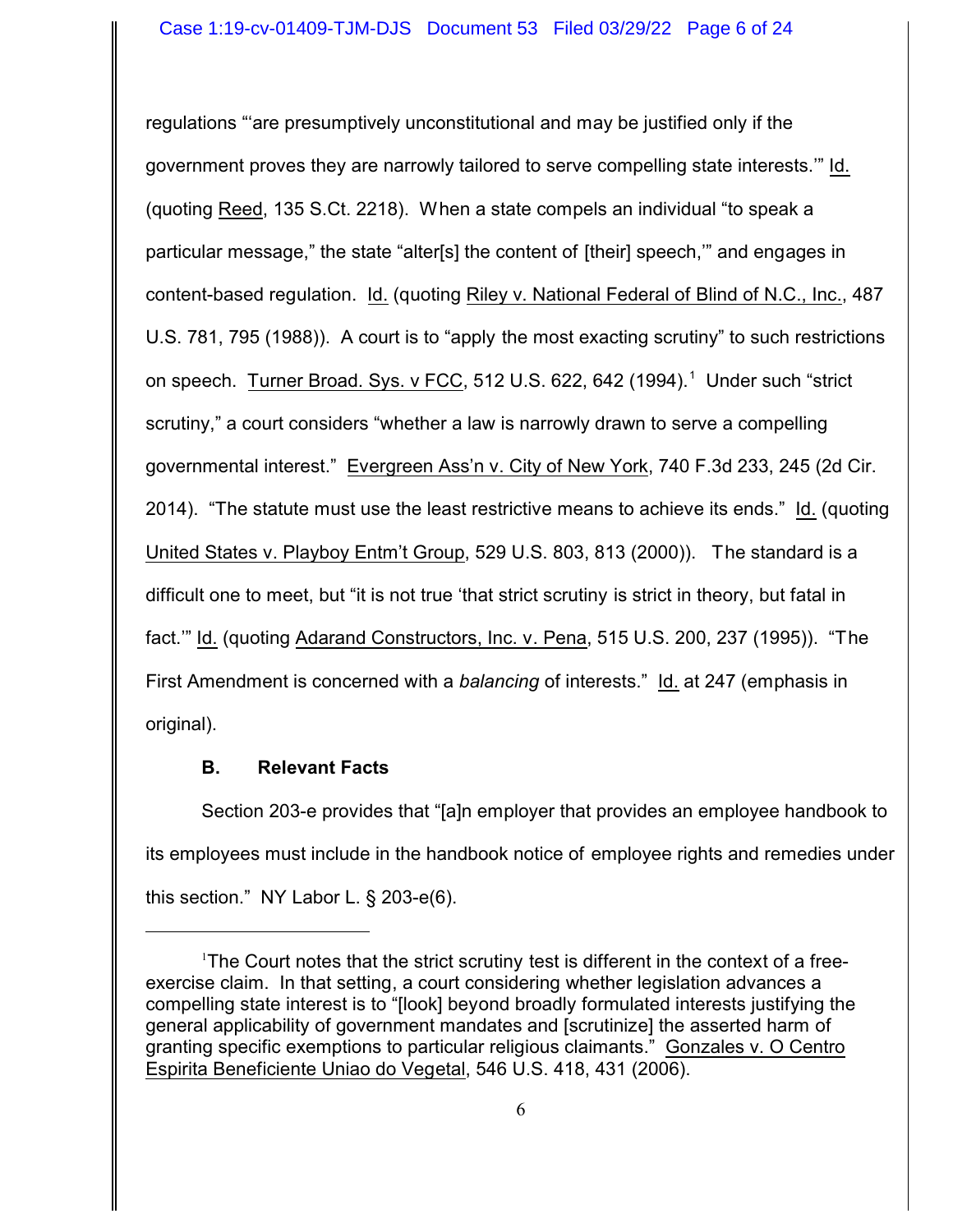regulations "'are presumptively unconstitutional and may be justified only if the government proves they are narrowly tailored to serve compelling state interests.'" Id. (quoting Reed, 135 S.Ct. 2218). When a state compels an individual "to speak a particular message," the state "alter[s] the content of [their] speech,'" and engages in content-based regulation. Id. (quoting Riley v. National Federal of Blind of N.C., Inc., 487 U.S. 781, 795 (1988)). A court is to "apply the most exacting scrutiny" to such restrictions on speech. Turner Broad. Sys. v FCC, 512 U.S. 622, 642 (1994).[1] Under such "strict scrutiny," a court considers "whether a law is narrowly drawn to serve a compelling governmental interest." Evergreen Ass'n v. City of New York, 740 F.3d 233, 245 (2d Cir. 2014). "The statute must use the least restrictive means to achieve its ends." Id. (quoting United States v. Playboy Entm't Group, 529 U.S. 803, 813 (2000)). The standard is a difficult one to meet, but "it is not true 'that strict scrutiny is strict in theory, but fatal in fact.'" Id. (quoting Adarand Constructors, Inc. v. Pena, 515 U.S. 200, 237 (1995)). "The First Amendment is concerned with a *balancing* of interests." Id. at 247 (emphasis in original).

### B. Relevant Facts

Section 203-e provides that "[a]n employer that provides an employee handbook to its employees must include in the handbook notice of employee rights and remedies under this section." NY Labor L. § 203-e(6).

---

[1] The Court notes that the strict scrutiny test is different in the context of a free-exercise claim. In that setting, a court considering whether legislation advances a compelling state interest is to "[look] beyond broadly formulated interests justifying the general applicability of government mandates and [scrutinize] the asserted harm of granting specific exemptions to particular religious claimants." Gonzales v. O Centro Espirita Beneficiente Uniao do Vegetal, 546 U.S. 418, 431 (2006).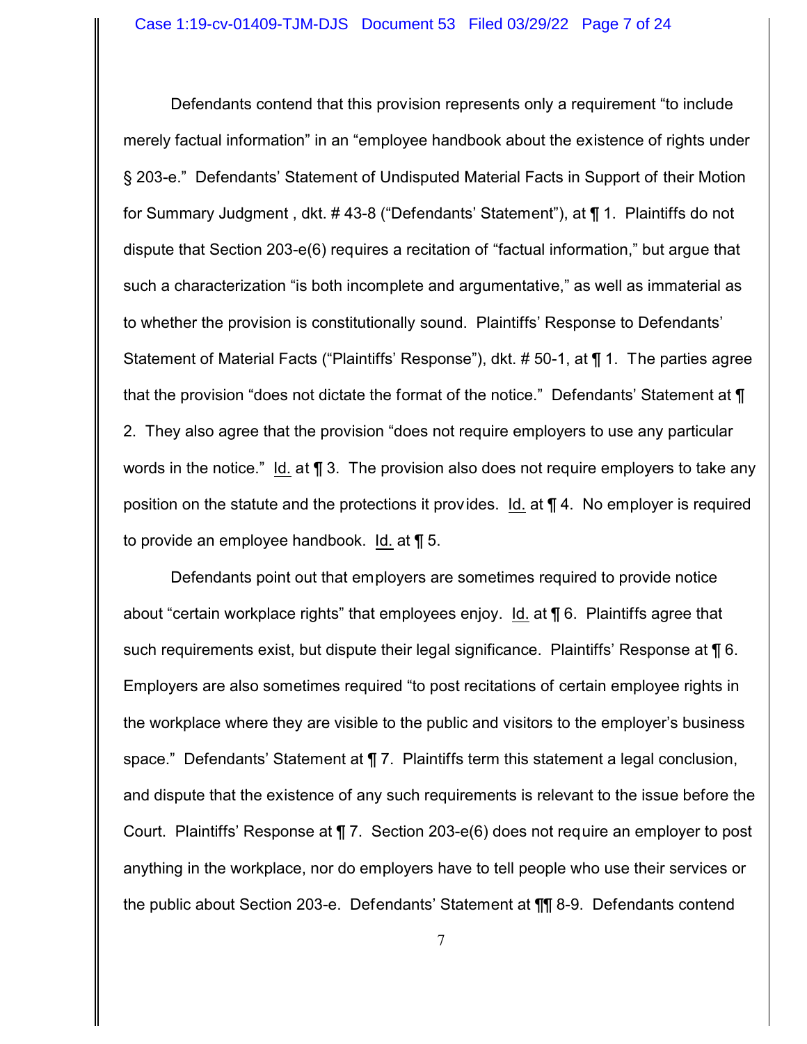Defendants contend that this provision represents only a requirement "to include merely factual information" in an "employee handbook about the existence of rights under § 203-e." Defendants' Statement of Undisputed Material Facts in Support of their Motion for Summary Judgment , dkt. # 43-8 ("Defendants' Statement"), at ¶ 1. Plaintiffs do not dispute that Section 203-e(6) requires a recitation of "factual information," but argue that such a characterization "is both incomplete and argumentative," as well as immaterial as to whether the provision is constitutionally sound. Plaintiffs' Response to Defendants' Statement of Material Facts ("Plaintiffs' Response"), dkt. # 50-1, at ¶ 1. The parties agree that the provision "does not dictate the format of the notice." Defendants' Statement at ¶ 2. They also agree that the provision "does not require employers to use any particular words in the notice." Id. at ¶ 3. The provision also does not require employers to take any position on the statute and the protections it provides. Id. at ¶ 4. No employer is required to provide an employee handbook. Id. at ¶ 5.

Defendants point out that employers are sometimes required to provide notice about "certain workplace rights" that employees enjoy. Id. at ¶ 6. Plaintiffs agree that such requirements exist, but dispute their legal significance. Plaintiffs' Response at ¶ 6. Employers are also sometimes required "to post recitations of certain employee rights in the workplace where they are visible to the public and visitors to the employer's business space." Defendants' Statement at ¶ 7. Plaintiffs term this statement a legal conclusion, and dispute that the existence of any such requirements is relevant to the issue before the Court. Plaintiffs' Response at ¶ 7. Section 203-e(6) does not require an employer to post anything in the workplace, nor do employers have to tell people who use their services or the public about Section 203-e. Defendants' Statement at ¶¶ 8-9. Defendants contend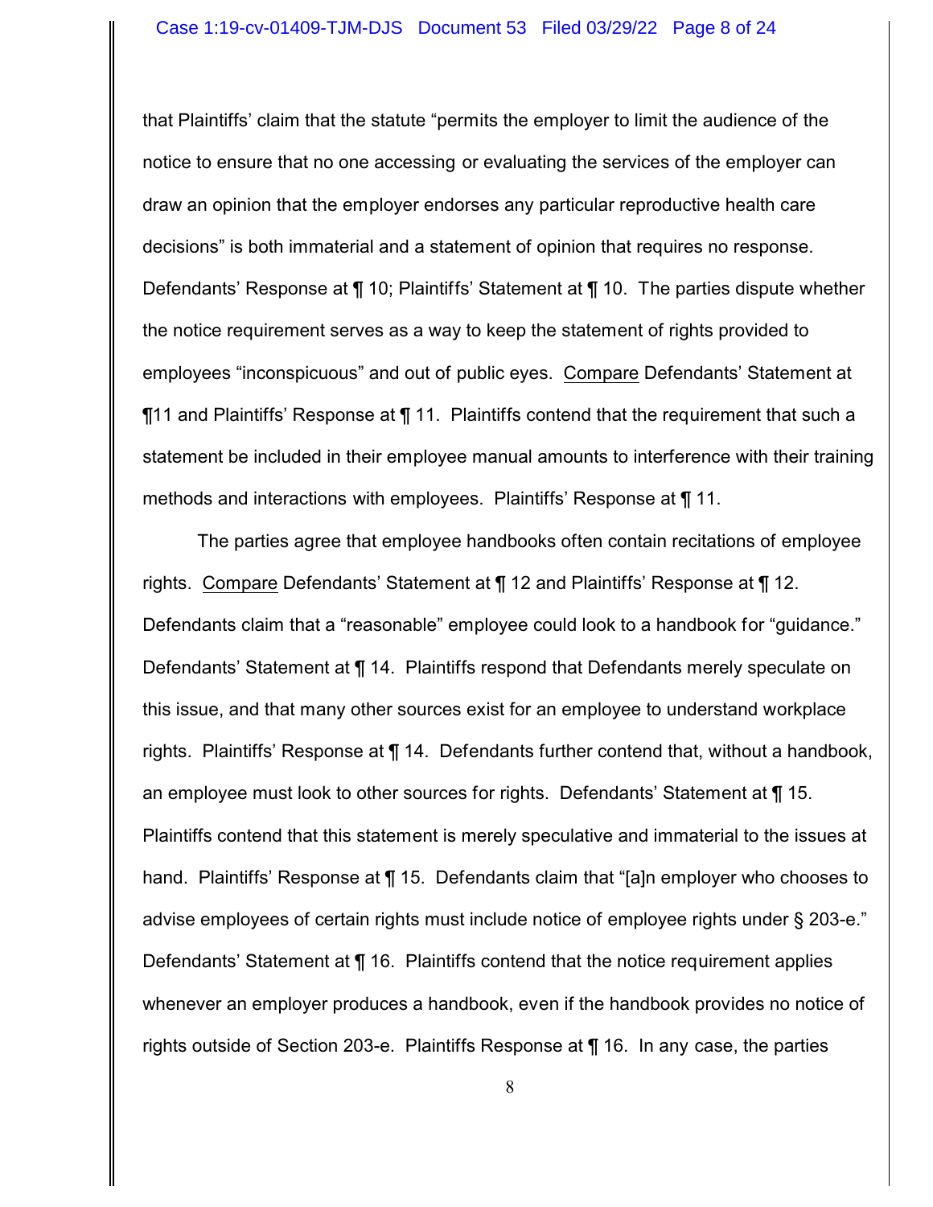that Plaintiffs' claim that the statute "permits the employer to limit the audience of the notice to ensure that no one accessing or evaluating the services of the employer can draw an opinion that the employer endorses any particular reproductive health care decisions" is both immaterial and a statement of opinion that requires no response. Defendants' Response at ¶ 10; Plaintiffs' Statement at ¶ 10. The parties dispute whether the notice requirement serves as a way to keep the statement of rights provided to employees "inconspicuous" and out of public eyes. Compare Defendants' Statement at ¶11 and Plaintiffs' Response at ¶ 11. Plaintiffs contend that the requirement that such a statement be included in their employee manual amounts to interference with their training methods and interactions with employees. Plaintiffs' Response at ¶ 11.

The parties agree that employee handbooks often contain recitations of employee rights. Compare Defendants' Statement at ¶ 12 and Plaintiffs' Response at ¶ 12. Defendants claim that a "reasonable" employee could look to a handbook for "guidance." Defendants' Statement at ¶ 14. Plaintiffs respond that Defendants merely speculate on this issue, and that many other sources exist for an employee to understand workplace rights. Plaintiffs' Response at ¶ 14. Defendants further contend that, without a handbook, an employee must look to other sources for rights. Defendants' Statement at ¶ 15. Plaintiffs contend that this statement is merely speculative and immaterial to the issues at hand. Plaintiffs' Response at ¶ 15. Defendants claim that "[a]n employer who chooses to advise employees of certain rights must include notice of employee rights under § 203-e." Defendants' Statement at ¶ 16. Plaintiffs contend that the notice requirement applies whenever an employer produces a handbook, even if the handbook provides no notice of rights outside of Section 203-e. Plaintiffs Response at ¶ 16. In any case, the parties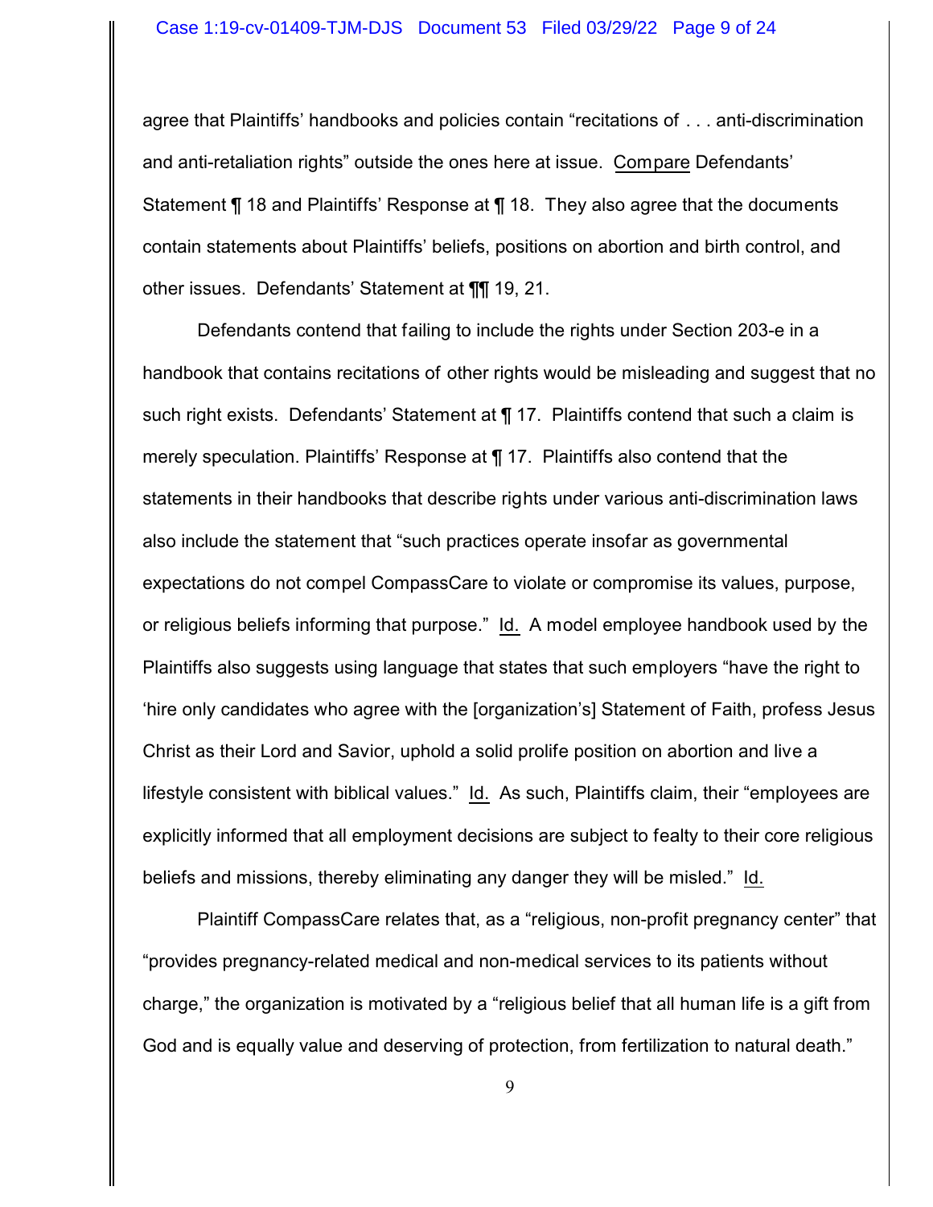agree that Plaintiffs' handbooks and policies contain "recitations of . . . anti-discrimination and anti-retaliation rights" outside the ones here at issue. Compare Defendants' Statement ¶ 18 and Plaintiffs' Response at ¶ 18. They also agree that the documents contain statements about Plaintiffs' beliefs, positions on abortion and birth control, and other issues. Defendants' Statement at ¶¶ 19, 21.

Defendants contend that failing to include the rights under Section 203-e in a handbook that contains recitations of other rights would be misleading and suggest that no such right exists. Defendants' Statement at ¶ 17. Plaintiffs contend that such a claim is merely speculation. Plaintiffs' Response at ¶ 17. Plaintiffs also contend that the statements in their handbooks that describe rights under various anti-discrimination laws also include the statement that "such practices operate insofar as governmental expectations do not compel CompassCare to violate or compromise its values, purpose, or religious beliefs informing that purpose." Id. A model employee handbook used by the Plaintiffs also suggests using language that states that such employers "have the right to 'hire only candidates who agree with the [organization's] Statement of Faith, profess Jesus Christ as their Lord and Savior, uphold a solid prolife position on abortion and live a lifestyle consistent with biblical values." Id. As such, Plaintiffs claim, their "employees are explicitly informed that all employment decisions are subject to fealty to their core religious beliefs and missions, thereby eliminating any danger they will be misled." Id.

Plaintiff CompassCare relates that, as a "religious, non-profit pregnancy center" that "provides pregnancy-related medical and non-medical services to its patients without charge," the organization is motivated by a "religious belief that all human life is a gift from God and is equally value and deserving of protection, from fertilization to natural death."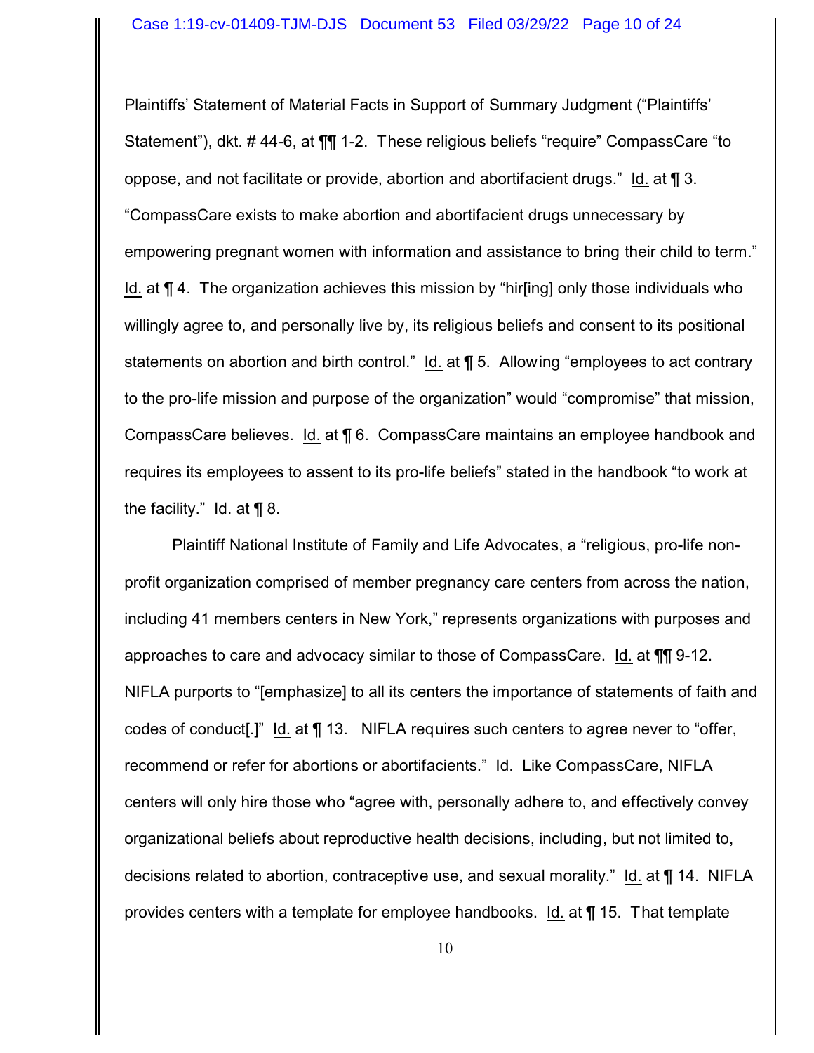Plaintiffs' Statement of Material Facts in Support of Summary Judgment ("Plaintiffs' Statement"), dkt. # 44-6, at ¶¶ 1-2. These religious beliefs "require" CompassCare "to oppose, and not facilitate or provide, abortion and abortifacient drugs." Id. at ¶ 3. "CompassCare exists to make abortion and abortifacient drugs unnecessary by empowering pregnant women with information and assistance to bring their child to term." Id. at ¶ 4. The organization achieves this mission by "hir[ing] only those individuals who willingly agree to, and personally live by, its religious beliefs and consent to its positional statements on abortion and birth control." Id. at ¶ 5. Allowing "employees to act contrary to the pro-life mission and purpose of the organization" would "compromise" that mission, CompassCare believes. Id. at ¶ 6. CompassCare maintains an employee handbook and requires its employees to assent to its pro-life beliefs" stated in the handbook "to work at the facility." Id. at ¶ 8.

Plaintiff National Institute of Family and Life Advocates, a "religious, pro-life non-profit organization comprised of member pregnancy care centers from across the nation, including 41 members centers in New York," represents organizations with purposes and approaches to care and advocacy similar to those of CompassCare. Id. at ¶¶ 9-12. NIFLA purports to "[emphasize] to all its centers the importance of statements of faith and codes of conduct[.]" Id. at ¶ 13. NIFLA requires such centers to agree never to "offer, recommend or refer for abortions or abortifacients." Id. Like CompassCare, NIFLA centers will only hire those who "agree with, personally adhere to, and effectively convey organizational beliefs about reproductive health decisions, including, but not limited to, decisions related to abortion, contraceptive use, and sexual morality." Id. at ¶ 14. NIFLA provides centers with a template for employee handbooks. Id. at ¶ 15. That template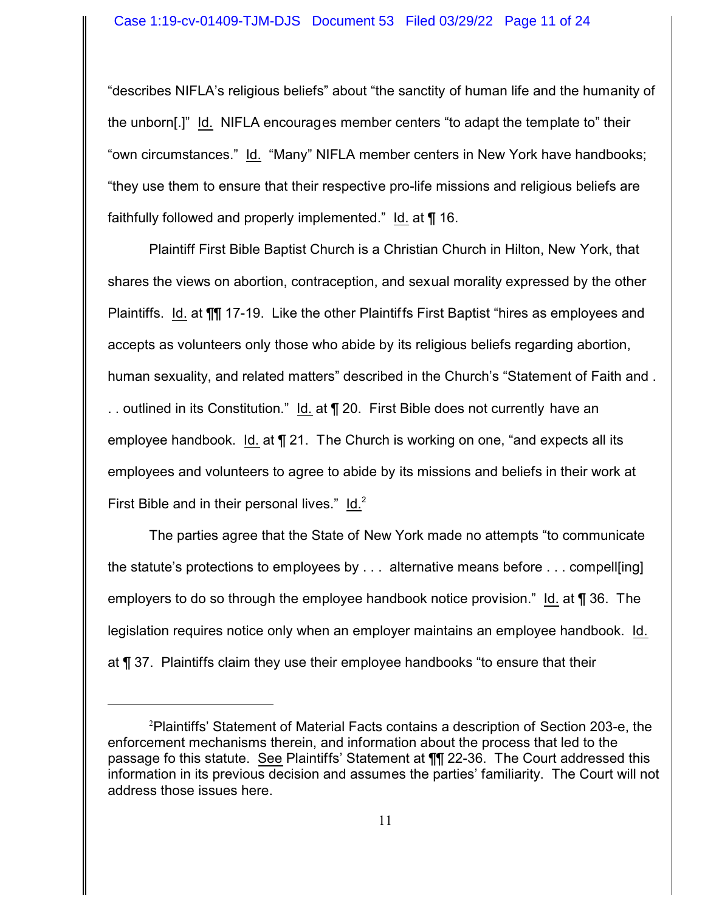"describes NIFLA's religious beliefs" about "the sanctity of human life and the humanity of the unborn[.]" Id. NIFLA encourages member centers "to adapt the template to" their "own circumstances." Id. "Many" NIFLA member centers in New York have handbooks; "they use them to ensure that their respective pro-life missions and religious beliefs are faithfully followed and properly implemented." Id. at ¶ 16.

Plaintiff First Bible Baptist Church is a Christian Church in Hilton, New York, that shares the views on abortion, contraception, and sexual morality expressed by the other Plaintiffs. Id. at ¶¶ 17-19. Like the other Plaintiffs First Baptist "hires as employees and accepts as volunteers only those who abide by its religious beliefs regarding abortion, human sexuality, and related matters" described in the Church's "Statement of Faith and . . . outlined in its Constitution." Id. at ¶ 20. First Bible does not currently have an employee handbook. Id. at ¶ 21. The Church is working on one, "and expects all its employees and volunteers to agree to abide by its missions and beliefs in their work at First Bible and in their personal lives." Id.[2]

The parties agree that the State of New York made no attempts "to communicate the statute's protections to employees by . . . alternative means before . . . compell[ing] employers to do so through the employee handbook notice provision." Id. at ¶ 36. The legislation requires notice only when an employer maintains an employee handbook. Id. at ¶ 37. Plaintiffs claim they use their employee handbooks "to ensure that their

---

[2] Plaintiffs' Statement of Material Facts contains a description of Section 203-e, the enforcement mechanisms therein, and information about the process that led to the passage fo this statute. See Plaintiffs' Statement at ¶¶ 22-36. The Court addressed this information in its previous decision and assumes the parties' familiarity. The Court will not address those issues here.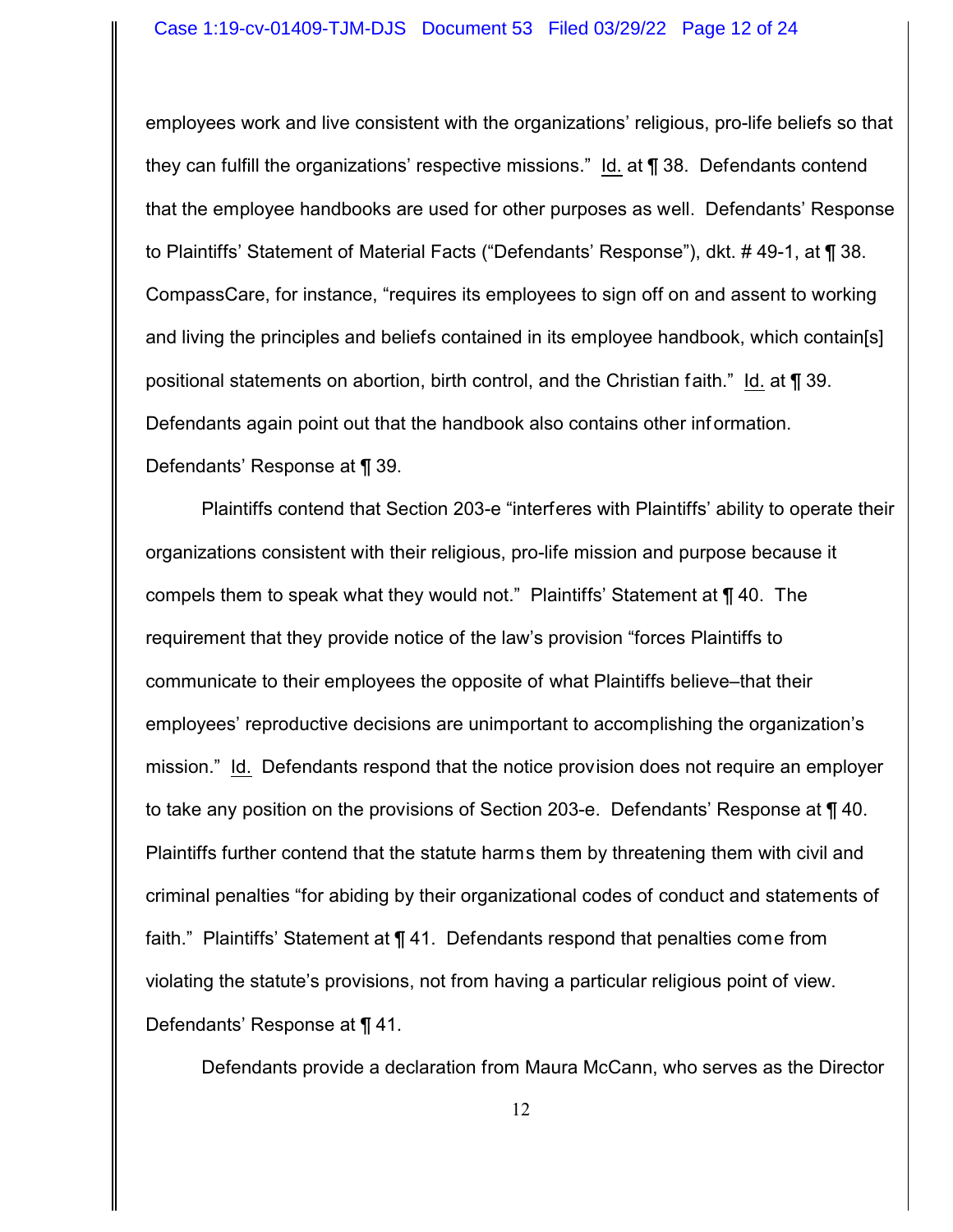employees work and live consistent with the organizations' religious, pro-life beliefs so that they can fulfill the organizations' respective missions." Id. at ¶ 38. Defendants contend that the employee handbooks are used for other purposes as well. Defendants' Response to Plaintiffs' Statement of Material Facts ("Defendants' Response"), dkt. # 49-1, at ¶ 38. CompassCare, for instance, "requires its employees to sign off on and assent to working and living the principles and beliefs contained in its employee handbook, which contain[s] positional statements on abortion, birth control, and the Christian faith." Id. at ¶ 39. Defendants again point out that the handbook also contains other information. Defendants' Response at ¶ 39.

Plaintiffs contend that Section 203-e "interferes with Plaintiffs' ability to operate their organizations consistent with their religious, pro-life mission and purpose because it compels them to speak what they would not." Plaintiffs' Statement at ¶ 40. The requirement that they provide notice of the law's provision "forces Plaintiffs to communicate to their employees the opposite of what Plaintiffs believe–that their employees' reproductive decisions are unimportant to accomplishing the organization's mission." Id. Defendants respond that the notice provision does not require an employer to take any position on the provisions of Section 203-e. Defendants' Response at ¶ 40. Plaintiffs further contend that the statute harms them by threatening them with civil and criminal penalties "for abiding by their organizational codes of conduct and statements of faith." Plaintiffs' Statement at ¶ 41. Defendants respond that penalties come from violating the statute's provisions, not from having a particular religious point of view. Defendants' Response at ¶ 41.

Defendants provide a declaration from Maura McCann, who serves as the Director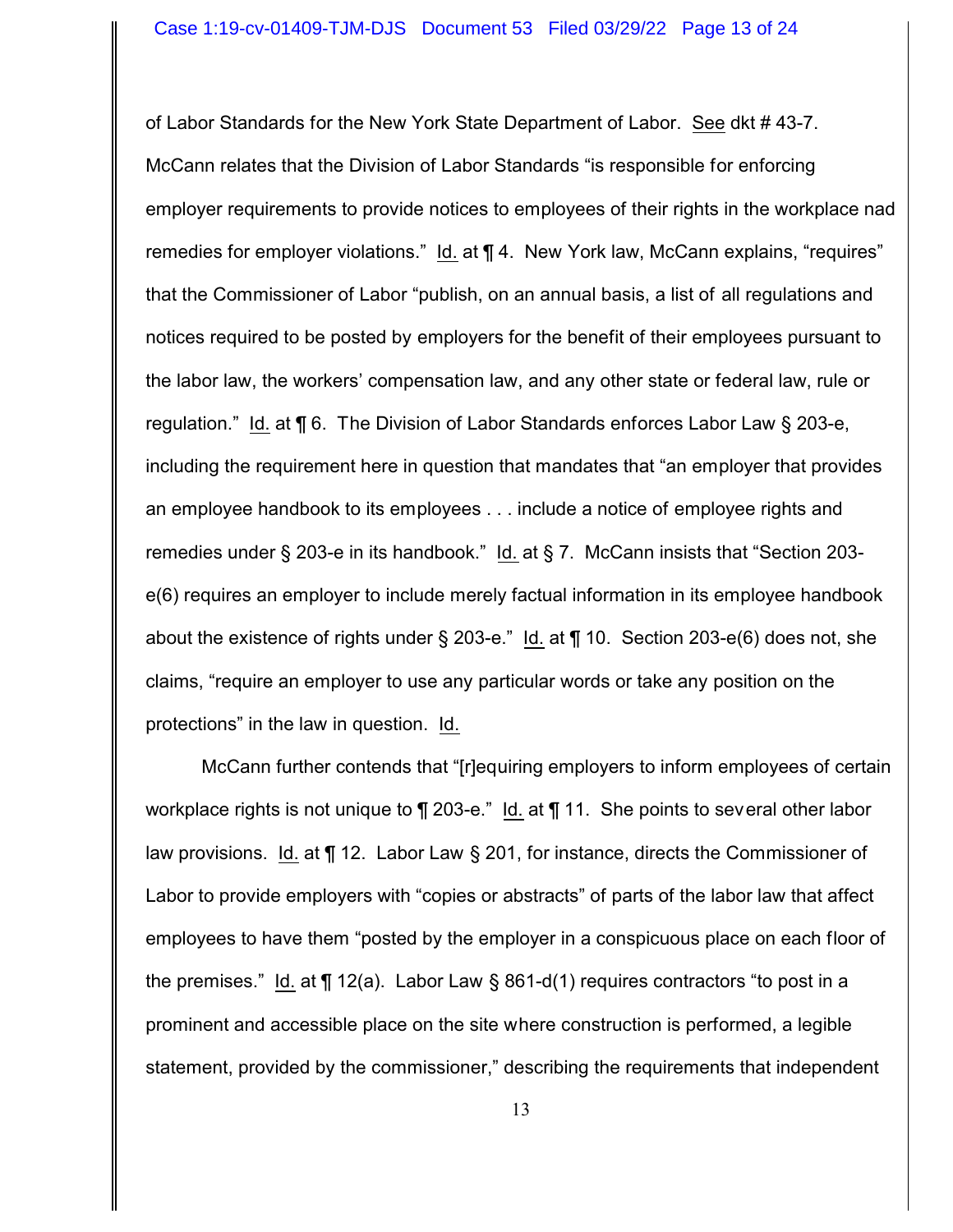of Labor Standards for the New York State Department of Labor. See dkt # 43-7. McCann relates that the Division of Labor Standards "is responsible for enforcing employer requirements to provide notices to employees of their rights in the workplace nad remedies for employer violations." Id. at ¶ 4. New York law, McCann explains, "requires" that the Commissioner of Labor "publish, on an annual basis, a list of all regulations and notices required to be posted by employers for the benefit of their employees pursuant to the labor law, the workers' compensation law, and any other state or federal law, rule or regulation." Id. at ¶ 6. The Division of Labor Standards enforces Labor Law § 203-e, including the requirement here in question that mandates that "an employer that provides an employee handbook to its employees . . . include a notice of employee rights and remedies under § 203-e in its handbook." Id. at § 7. McCann insists that "Section 203-e(6) requires an employer to include merely factual information in its employee handbook about the existence of rights under § 203-e." Id. at ¶ 10. Section 203-e(6) does not, she claims, "require an employer to use any particular words or take any position on the protections" in the law in question. Id.

McCann further contends that "[r]equiring employers to inform employees of certain workplace rights is not unique to ¶ 203-e." Id. at ¶ 11. She points to several other labor law provisions. Id. at ¶ 12. Labor Law § 201, for instance, directs the Commissioner of Labor to provide employers with "copies or abstracts" of parts of the labor law that affect employees to have them "posted by the employer in a conspicuous place on each floor of the premises." Id. at ¶ 12(a). Labor Law § 861-d(1) requires contractors "to post in a prominent and accessible place on the site where construction is performed, a legible statement, provided by the commissioner," describing the requirements that independent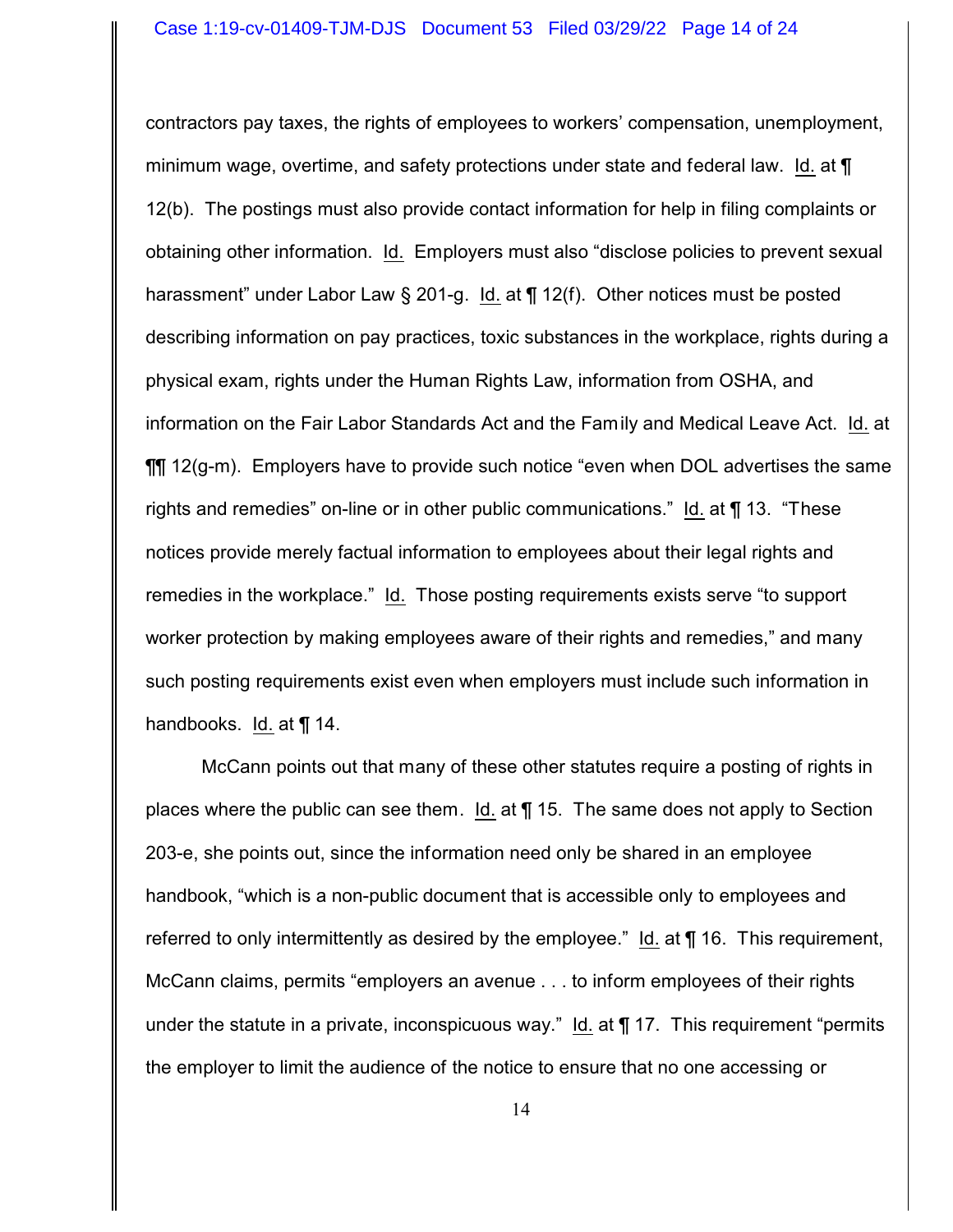contractors pay taxes, the rights of employees to workers' compensation, unemployment, minimum wage, overtime, and safety protections under state and federal law. Id. at ¶ 12(b). The postings must also provide contact information for help in filing complaints or obtaining other information. Id. Employers must also "disclose policies to prevent sexual harassment" under Labor Law § 201-g. Id. at ¶ 12(f). Other notices must be posted describing information on pay practices, toxic substances in the workplace, rights during a physical exam, rights under the Human Rights Law, information from OSHA, and information on the Fair Labor Standards Act and the Family and Medical Leave Act. Id. at ¶¶ 12(g-m). Employers have to provide such notice "even when DOL advertises the same rights and remedies" on-line or in other public communications." Id. at ¶ 13. "These notices provide merely factual information to employees about their legal rights and remedies in the workplace." Id. Those posting requirements exists serve "to support worker protection by making employees aware of their rights and remedies," and many such posting requirements exist even when employers must include such information in handbooks. Id. at ¶ 14.

McCann points out that many of these other statutes require a posting of rights in places where the public can see them. Id. at ¶ 15. The same does not apply to Section 203-e, she points out, since the information need only be shared in an employee handbook, "which is a non-public document that is accessible only to employees and referred to only intermittently as desired by the employee." Id. at ¶ 16. This requirement, McCann claims, permits "employers an avenue . . . to inform employees of their rights under the statute in a private, inconspicuous way." Id. at ¶ 17. This requirement "permits the employer to limit the audience of the notice to ensure that no one accessing or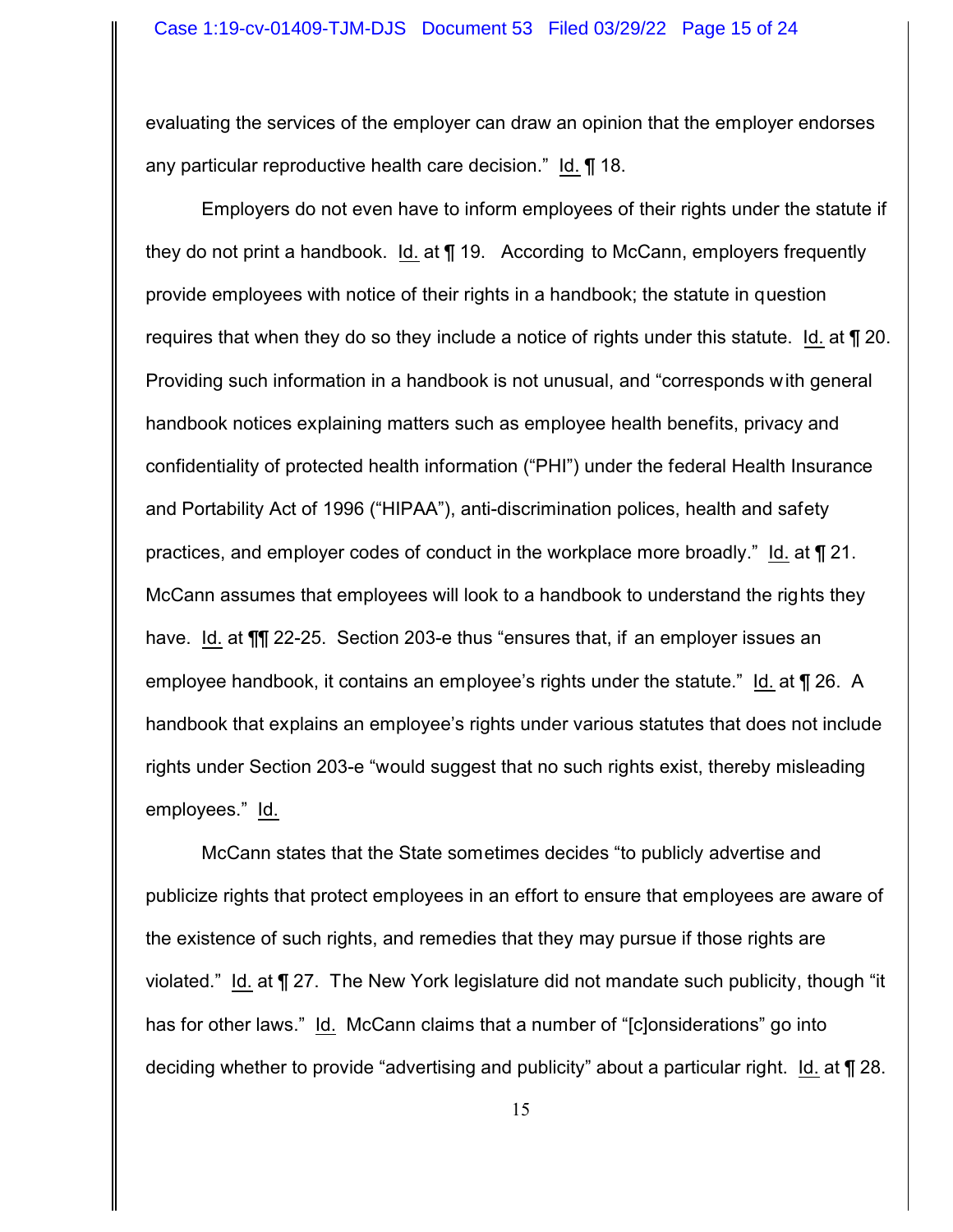evaluating the services of the employer can draw an opinion that the employer endorses any particular reproductive health care decision." Id. ¶ 18.

Employers do not even have to inform employees of their rights under the statute if they do not print a handbook. Id. at ¶ 19. According to McCann, employers frequently provide employees with notice of their rights in a handbook; the statute in question requires that when they do so they include a notice of rights under this statute. Id. at ¶ 20. Providing such information in a handbook is not unusual, and "corresponds with general handbook notices explaining matters such as employee health benefits, privacy and confidentiality of protected health information ("PHI") under the federal Health Insurance and Portability Act of 1996 ("HIPAA"), anti-discrimination polices, health and safety practices, and employer codes of conduct in the workplace more broadly." Id. at ¶ 21. McCann assumes that employees will look to a handbook to understand the rights they have. Id. at ¶¶ 22-25. Section 203-e thus "ensures that, if an employer issues an employee handbook, it contains an employee's rights under the statute." Id. at ¶ 26. A handbook that explains an employee's rights under various statutes that does not include rights under Section 203-e "would suggest that no such rights exist, thereby misleading employees." Id.

McCann states that the State sometimes decides "to publicly advertise and publicize rights that protect employees in an effort to ensure that employees are aware of the existence of such rights, and remedies that they may pursue if those rights are violated." Id. at ¶ 27. The New York legislature did not mandate such publicity, though "it has for other laws." Id. McCann claims that a number of "[c]onsiderations" go into deciding whether to provide "advertising and publicity" about a particular right. Id. at ¶ 28.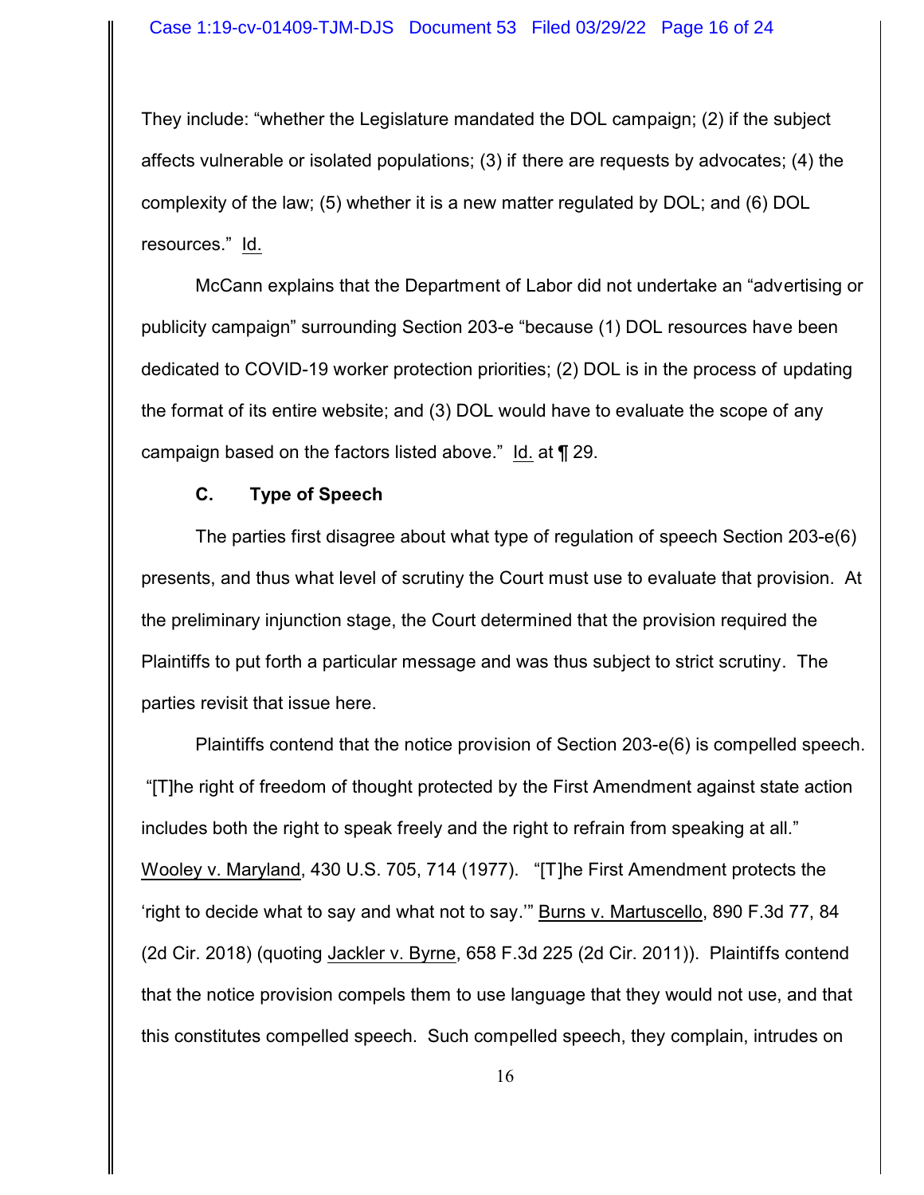They include: "whether the Legislature mandated the DOL campaign; (2) if the subject affects vulnerable or isolated populations; (3) if there are requests by advocates; (4) the complexity of the law; (5) whether it is a new matter regulated by DOL; and (6) DOL resources." Id.

McCann explains that the Department of Labor did not undertake an "advertising or publicity campaign" surrounding Section 203-e "because (1) DOL resources have been dedicated to COVID-19 worker protection priorities; (2) DOL is in the process of updating the format of its entire website; and (3) DOL would have to evaluate the scope of any campaign based on the factors listed above." Id. at ¶ 29.

### C. Type of Speech

The parties first disagree about what type of regulation of speech Section 203-e(6) presents, and thus what level of scrutiny the Court must use to evaluate that provision. At the preliminary injunction stage, the Court determined that the provision required the Plaintiffs to put forth a particular message and was thus subject to strict scrutiny. The parties revisit that issue here.

Plaintiffs contend that the notice provision of Section 203-e(6) is compelled speech. "[T]he right of freedom of thought protected by the First Amendment against state action includes both the right to speak freely and the right to refrain from speaking at all." Wooley v. Maryland, 430 U.S. 705, 714 (1977). "[T]he First Amendment protects the 'right to decide what to say and what not to say.'" Burns v. Martuscello, 890 F.3d 77, 84 (2d Cir. 2018) (quoting Jackler v. Byrne, 658 F.3d 225 (2d Cir. 2011)). Plaintiffs contend that the notice provision compels them to use language that they would not use, and that this constitutes compelled speech. Such compelled speech, they complain, intrudes on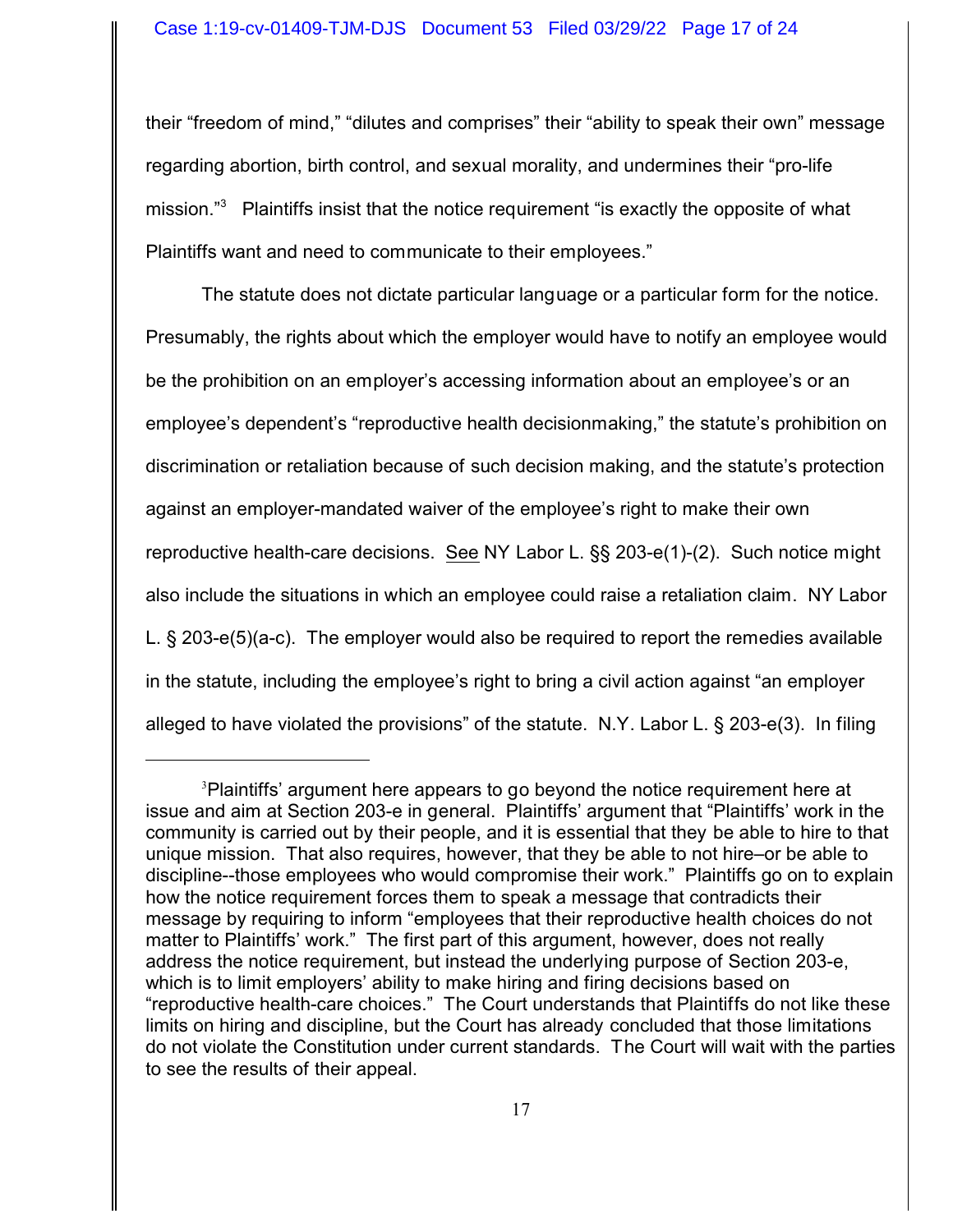their "freedom of mind," "dilutes and comprises" their "ability to speak their own" message regarding abortion, birth control, and sexual morality, and undermines their "pro-life mission."[3] Plaintiffs insist that the notice requirement "is exactly the opposite of what Plaintiffs want and need to communicate to their employees."

The statute does not dictate particular language or a particular form for the notice. Presumably, the rights about which the employer would have to notify an employee would be the prohibition on an employer's accessing information about an employee's or an employee's dependent's "reproductive health decisionmaking," the statute's prohibition on discrimination or retaliation because of such decision making, and the statute's protection against an employer-mandated waiver of the employee's right to make their own reproductive health-care decisions. See NY Labor L. §§ 203-e(1)-(2). Such notice might also include the situations in which an employee could raise a retaliation claim. NY Labor L. § 203-e(5)(a-c). The employer would also be required to report the remedies available in the statute, including the employee's right to bring a civil action against "an employer alleged to have violated the provisions" of the statute. N.Y. Labor L. § 203-e(3). In filing

---

[3] Plaintiffs' argument here appears to go beyond the notice requirement here at issue and aim at Section 203-e in general. Plaintiffs' argument that "Plaintiffs' work in the community is carried out by their people, and it is essential that they be able to hire to that unique mission. That also requires, however, that they be able to not hire–or be able to discipline--those employees who would compromise their work." Plaintiffs go on to explain how the notice requirement forces them to speak a message that contradicts their message by requiring to inform "employees that their reproductive health choices do not matter to Plaintiffs' work." The first part of this argument, however, does not really address the notice requirement, but instead the underlying purpose of Section 203-e, which is to limit employers' ability to make hiring and firing decisions based on "reproductive health-care choices." The Court understands that Plaintiffs do not like these limits on hiring and discipline, but the Court has already concluded that those limitations do not violate the Constitution under current standards. The Court will wait with the parties to see the results of their appeal.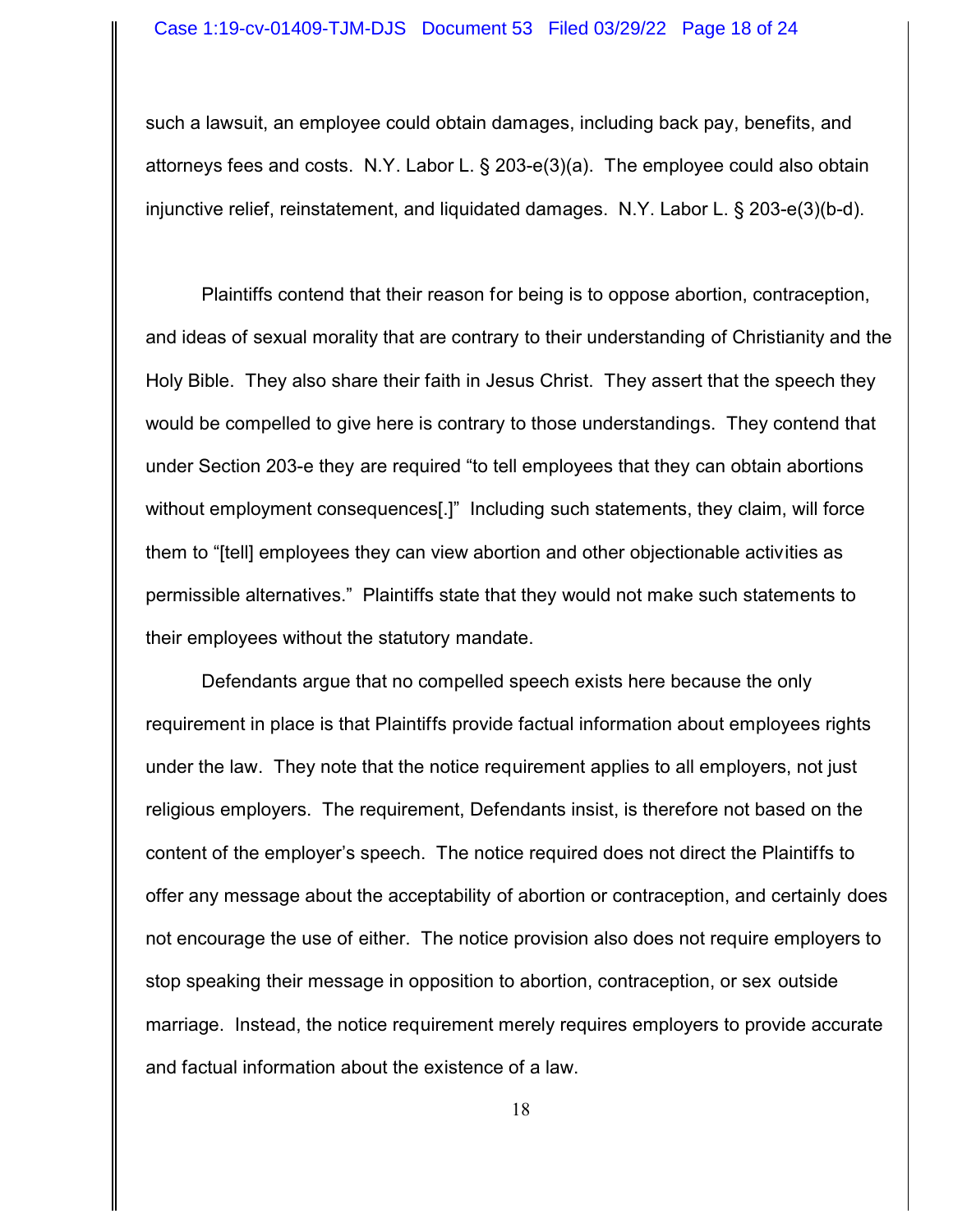such a lawsuit, an employee could obtain damages, including back pay, benefits, and attorneys fees and costs. N.Y. Labor L. § 203-e(3)(a). The employee could also obtain injunctive relief, reinstatement, and liquidated damages. N.Y. Labor L. § 203-e(3)(b-d).

Plaintiffs contend that their reason for being is to oppose abortion, contraception, and ideas of sexual morality that are contrary to their understanding of Christianity and the Holy Bible. They also share their faith in Jesus Christ. They assert that the speech they would be compelled to give here is contrary to those understandings. They contend that under Section 203-e they are required "to tell employees that they can obtain abortions without employment consequences[.]" Including such statements, they claim, will force them to "[tell] employees they can view abortion and other objectionable activities as permissible alternatives." Plaintiffs state that they would not make such statements to their employees without the statutory mandate.

Defendants argue that no compelled speech exists here because the only requirement in place is that Plaintiffs provide factual information about employees rights under the law. They note that the notice requirement applies to all employers, not just religious employers. The requirement, Defendants insist, is therefore not based on the content of the employer's speech. The notice required does not direct the Plaintiffs to offer any message about the acceptability of abortion or contraception, and certainly does not encourage the use of either. The notice provision also does not require employers to stop speaking their message in opposition to abortion, contraception, or sex outside marriage. Instead, the notice requirement merely requires employers to provide accurate and factual information about the existence of a law.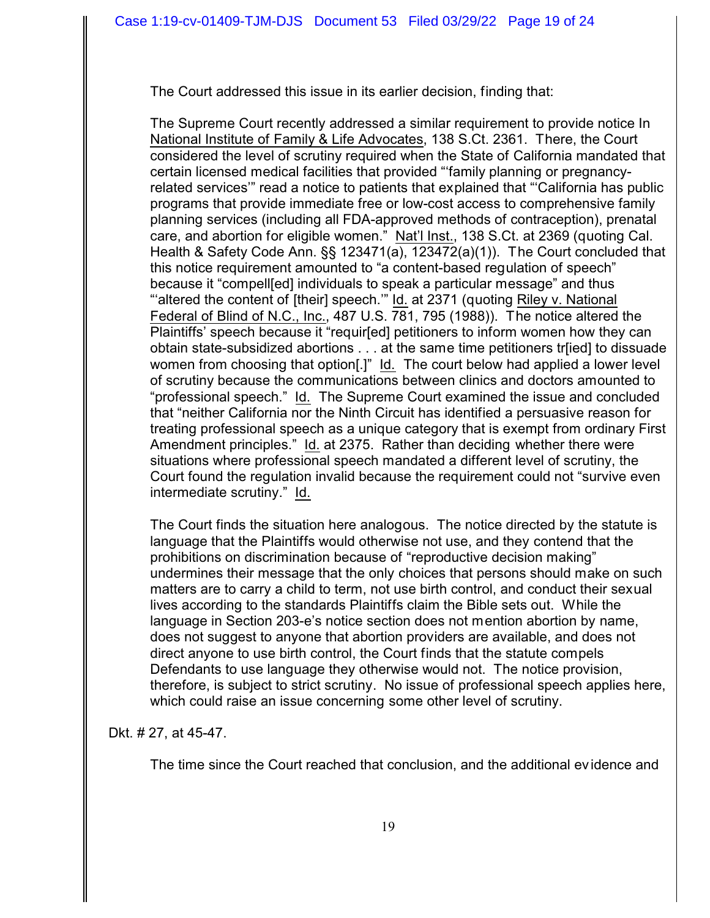The Court addressed this issue in its earlier decision, finding that:

> The Supreme Court recently addressed a similar requirement to provide notice In National Institute of Family & Life Advocates, 138 S.Ct. 2361. There, the Court considered the level of scrutiny required when the State of California mandated that certain licensed medical facilities that provided "'family planning or pregnancy-related services'" read a notice to patients that explained that "'California has public programs that provide immediate free or low-cost access to comprehensive family planning services (including all FDA-approved methods of contraception), prenatal care, and abortion for eligible women." Nat'l Inst., 138 S.Ct. at 2369 (quoting Cal. Health & Safety Code Ann. §§ 123471(a), 123472(a)(1)). The Court concluded that this notice requirement amounted to "a content-based regulation of speech" because it "compell[ed] individuals to speak a particular message" and thus "'altered the content of [their] speech.'" Id. at 2371 (quoting Riley v. National Federal of Blind of N.C., Inc., 487 U.S. 781, 795 (1988)). The notice altered the Plaintiffs' speech because it "requir[ed] petitioners to inform women how they can obtain state-subsidized abortions . . . at the same time petitioners tr[ied] to dissuade women from choosing that option[.]" Id. The court below had applied a lower level of scrutiny because the communications between clinics and doctors amounted to "professional speech." Id. The Supreme Court examined the issue and concluded that "neither California nor the Ninth Circuit has identified a persuasive reason for treating professional speech as a unique category that is exempt from ordinary First Amendment principles." Id. at 2375. Rather than deciding whether there were situations where professional speech mandated a different level of scrutiny, the Court found the regulation invalid because the requirement could not "survive even intermediate scrutiny." Id.
>
> The Court finds the situation here analogous. The notice directed by the statute is language that the Plaintiffs would otherwise not use, and they contend that the prohibitions on discrimination because of "reproductive decision making" undermines their message that the only choices that persons should make on such matters are to carry a child to term, not use birth control, and conduct their sexual lives according to the standards Plaintiffs claim the Bible sets out. While the language in Section 203-e's notice section does not mention abortion by name, does not suggest to anyone that abortion providers are available, and does not direct anyone to use birth control, the Court finds that the statute compels Defendants to use language they otherwise would not. The notice provision, therefore, is subject to strict scrutiny. No issue of professional speech applies here, which could raise an issue concerning some other level of scrutiny.

Dkt. # 27, at 45-47.

The time since the Court reached that conclusion, and the additional evidence and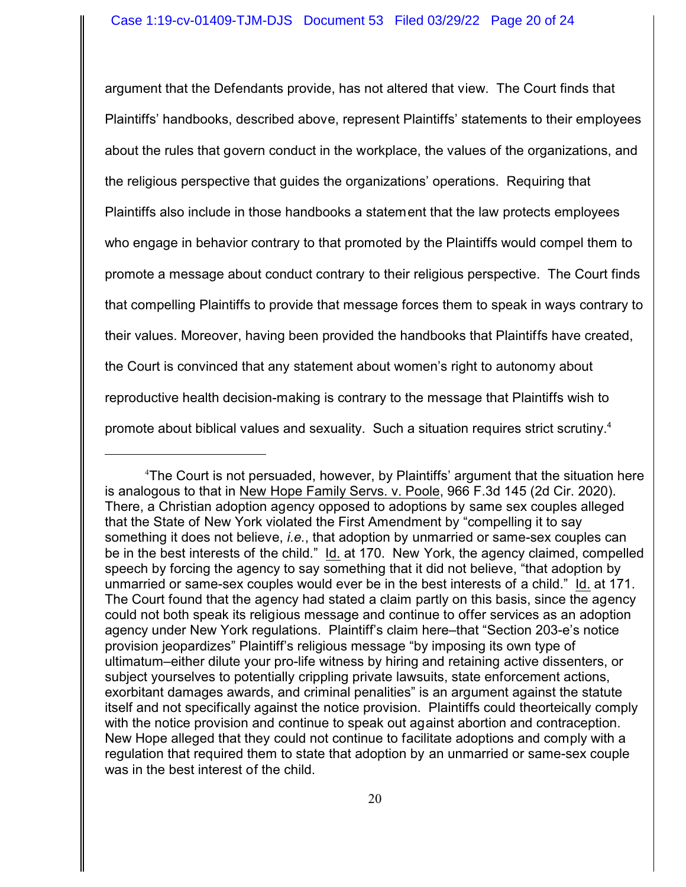argument that the Defendants provide, has not altered that view. The Court finds that Plaintiffs' handbooks, described above, represent Plaintiffs' statements to their employees about the rules that govern conduct in the workplace, the values of the organizations, and the religious perspective that guides the organizations' operations. Requiring that Plaintiffs also include in those handbooks a statement that the law protects employees who engage in behavior contrary to that promoted by the Plaintiffs would compel them to promote a message about conduct contrary to their religious perspective. The Court finds that compelling Plaintiffs to provide that message forces them to speak in ways contrary to their values. Moreover, having been provided the handbooks that Plaintiffs have created, the Court is convinced that any statement about women's right to autonomy about reproductive health decision-making is contrary to the message that Plaintiffs wish to promote about biblical values and sexuality. Such a situation requires strict scrutiny.[4]

---

[4]The Court is not persuaded, however, by Plaintiffs' argument that the situation here is analogous to that in New Hope Family Servs. v. Poole, 966 F.3d 145 (2d Cir. 2020). There, a Christian adoption agency opposed to adoptions by same sex couples alleged that the State of New York violated the First Amendment by "compelling it to say something it does not believe, *i.e.*, that adoption by unmarried or same-sex couples can be in the best interests of the child." Id. at 170. New York, the agency claimed, compelled speech by forcing the agency to say something that it did not believe, "that adoption by unmarried or same-sex couples would ever be in the best interests of a child." Id. at 171. The Court found that the agency had stated a claim partly on this basis, since the agency could not both speak its religious message and continue to offer services as an adoption agency under New York regulations. Plaintiff's claim here–that "Section 203-e's notice provision jeopardizes" Plaintiff's religious message "by imposing its own type of ultimatum–either dilute your pro-life witness by hiring and retaining active dissenters, or subject yourselves to potentially crippling private lawsuits, state enforcement actions, exorbitant damages awards, and criminal penalities" is an argument against the statute itself and not specifically against the notice provision. Plaintiffs could theorteically comply with the notice provision and continue to speak out against abortion and contraception. New Hope alleged that they could not continue to facilitate adoptions and comply with a regulation that required them to state that adoption by an unmarried or same-sex couple was in the best interest of the child.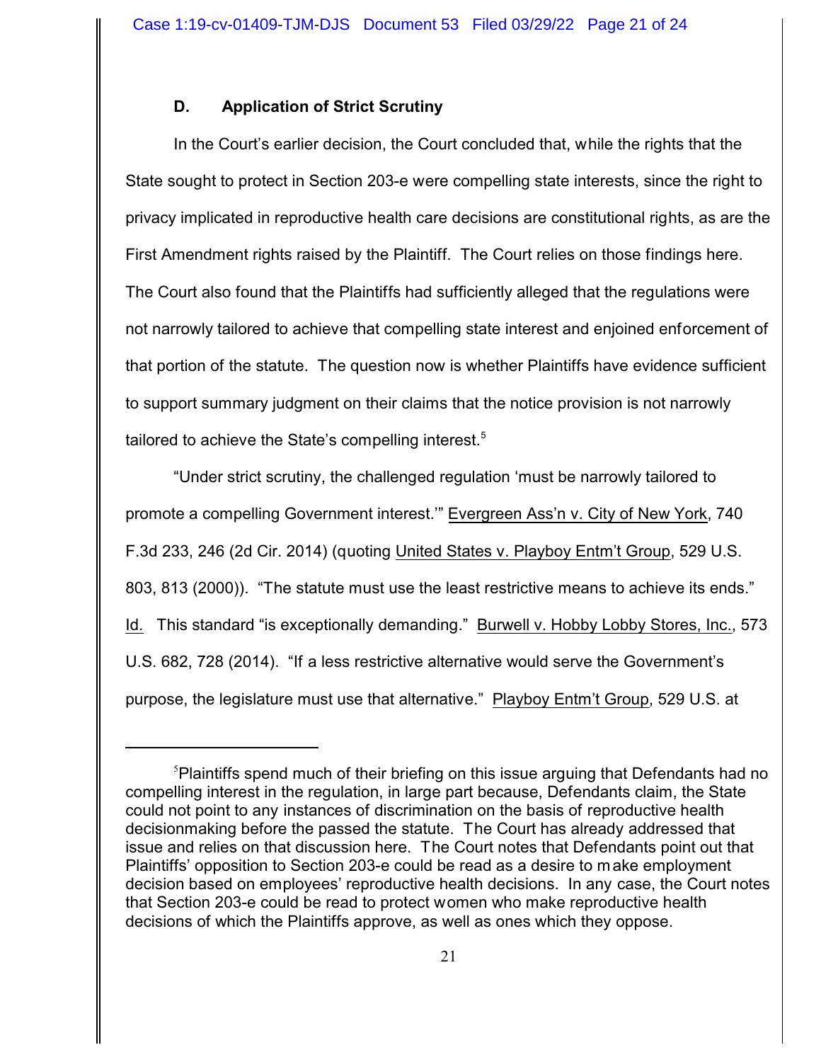### D. Application of Strict Scrutiny

In the Court's earlier decision, the Court concluded that, while the rights that the State sought to protect in Section 203-e were compelling state interests, since the right to privacy implicated in reproductive health care decisions are constitutional rights, as are the First Amendment rights raised by the Plaintiff. The Court relies on those findings here. The Court also found that the Plaintiffs had sufficiently alleged that the regulations were not narrowly tailored to achieve that compelling state interest and enjoined enforcement of that portion of the statute. The question now is whether Plaintiffs have evidence sufficient to support summary judgment on their claims that the notice provision is not narrowly tailored to achieve the State's compelling interest.[5]

"Under strict scrutiny, the challenged regulation 'must be narrowly tailored to promote a compelling Government interest.'" Evergreen Ass'n v. City of New York, 740 F.3d 233, 246 (2d Cir. 2014) (quoting United States v. Playboy Entm't Group, 529 U.S. 803, 813 (2000)). "The statute must use the least restrictive means to achieve its ends." Id. This standard "is exceptionally demanding." Burwell v. Hobby Lobby Stores, Inc., 573 U.S. 682, 728 (2014). "If a less restrictive alternative would serve the Government's purpose, the legislature must use that alternative." Playboy Entm't Group, 529 U.S. at

---

[5]Plaintiffs spend much of their briefing on this issue arguing that Defendants had no compelling interest in the regulation, in large part because, Defendants claim, the State could not point to any instances of discrimination on the basis of reproductive health decisionmaking before the passed the statute. The Court has already addressed that issue and relies on that discussion here. The Court notes that Defendants point out that Plaintiffs' opposition to Section 203-e could be read as a desire to make employment decision based on employees' reproductive health decisions. In any case, the Court notes that Section 203-e could be read to protect women who make reproductive health decisions of which the Plaintiffs approve, as well as ones which they oppose.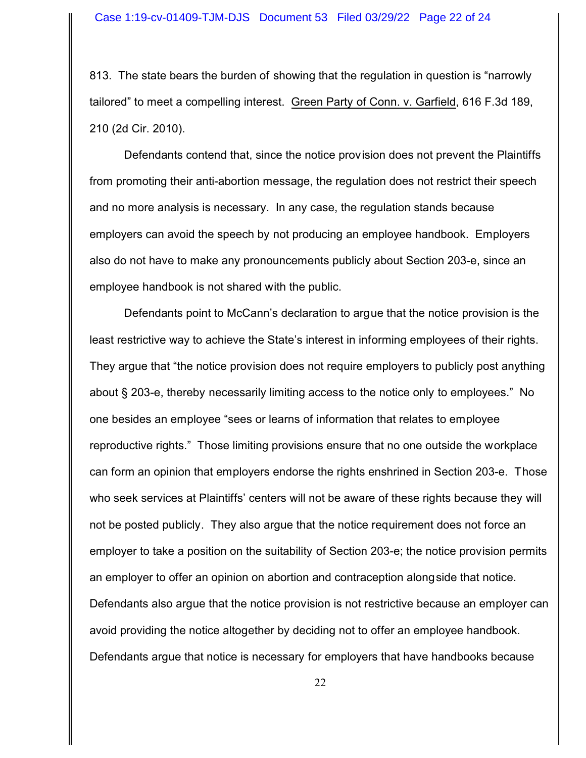813. The state bears the burden of showing that the regulation in question is "narrowly tailored" to meet a compelling interest. Green Party of Conn. v. Garfield, 616 F.3d 189, 210 (2d Cir. 2010).

Defendants contend that, since the notice provision does not prevent the Plaintiffs from promoting their anti-abortion message, the regulation does not restrict their speech and no more analysis is necessary. In any case, the regulation stands because employers can avoid the speech by not producing an employee handbook. Employers also do not have to make any pronouncements publicly about Section 203-e, since an employee handbook is not shared with the public.

Defendants point to McCann's declaration to argue that the notice provision is the least restrictive way to achieve the State's interest in informing employees of their rights. They argue that "the notice provision does not require employers to publicly post anything about § 203-e, thereby necessarily limiting access to the notice only to employees." No one besides an employee "sees or learns of information that relates to employee reproductive rights." Those limiting provisions ensure that no one outside the workplace can form an opinion that employers endorse the rights enshrined in Section 203-e. Those who seek services at Plaintiffs' centers will not be aware of these rights because they will not be posted publicly. They also argue that the notice requirement does not force an employer to take a position on the suitability of Section 203-e; the notice provision permits an employer to offer an opinion on abortion and contraception alongside that notice. Defendants also argue that the notice provision is not restrictive because an employer can avoid providing the notice altogether by deciding not to offer an employee handbook. Defendants argue that notice is necessary for employers that have handbooks because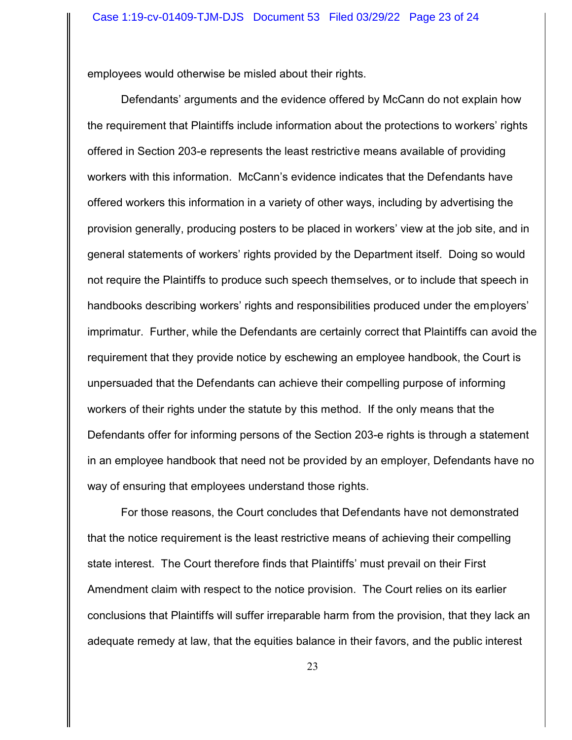employees would otherwise be misled about their rights.

Defendants' arguments and the evidence offered by McCann do not explain how the requirement that Plaintiffs include information about the protections to workers' rights offered in Section 203-e represents the least restrictive means available of providing workers with this information. McCann's evidence indicates that the Defendants have offered workers this information in a variety of other ways, including by advertising the provision generally, producing posters to be placed in workers' view at the job site, and in general statements of workers' rights provided by the Department itself. Doing so would not require the Plaintiffs to produce such speech themselves, or to include that speech in handbooks describing workers' rights and responsibilities produced under the employers' imprimatur. Further, while the Defendants are certainly correct that Plaintiffs can avoid the requirement that they provide notice by eschewing an employee handbook, the Court is unpersuaded that the Defendants can achieve their compelling purpose of informing workers of their rights under the statute by this method. If the only means that the Defendants offer for informing persons of the Section 203-e rights is through a statement in an employee handbook that need not be provided by an employer, Defendants have no way of ensuring that employees understand those rights.

For those reasons, the Court concludes that Defendants have not demonstrated that the notice requirement is the least restrictive means of achieving their compelling state interest. The Court therefore finds that Plaintiffs' must prevail on their First Amendment claim with respect to the notice provision. The Court relies on its earlier conclusions that Plaintiffs will suffer irreparable harm from the provision, that they lack an adequate remedy at law, that the equities balance in their favors, and the public interest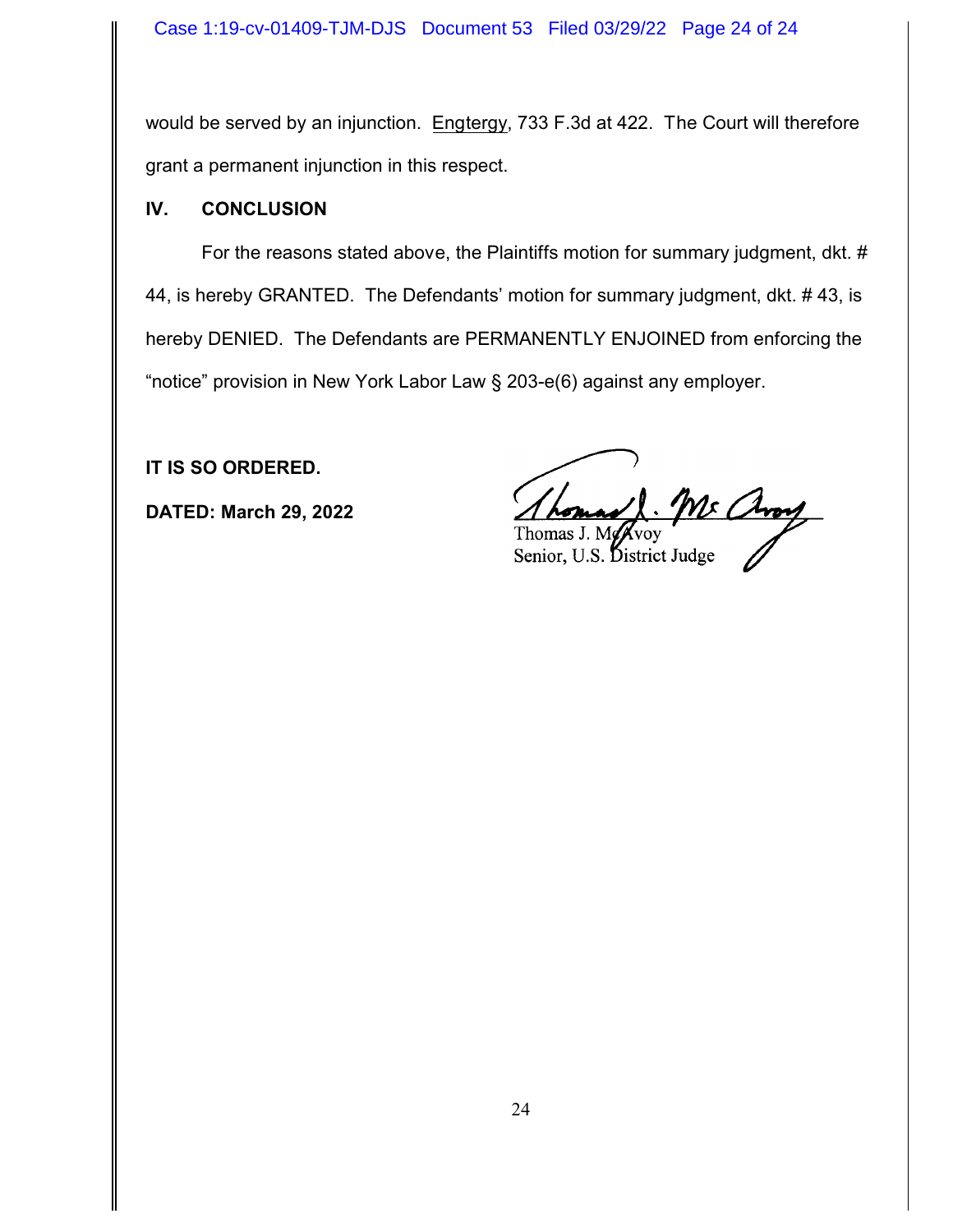would be served by an injunction. Engtergy, 733 F.3d at 422. The Court will therefore grant a permanent injunction in this respect.

## IV. CONCLUSION

For the reasons stated above, the Plaintiffs motion for summary judgment, dkt. # 44, is hereby GRANTED. The Defendants' motion for summary judgment, dkt. # 43, is hereby DENIED. The Defendants are PERMANENTLY ENJOINED from enforcing the "notice" provision in New York Labor Law § 203-e(6) against any employer.

**IT IS SO ORDERED.**

**DATED: March 29, 2022**

Thomas J. McAvoy
Senior, U.S. District Judge